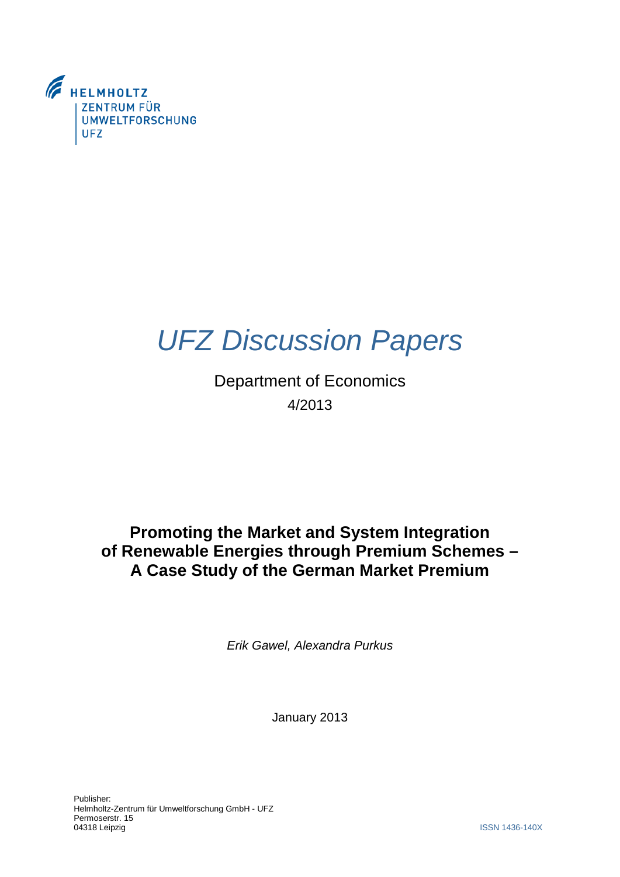HELMHOLTZ
ZENTRUM FÜR
UMWELTFORSCHUNG
UFZ

# *UFZ Discussion Papers*

Department of Economics

4/2013

## Promoting the Market and System Integration of Renewable Energies through Premium Schemes – A Case Study of the German Market Premium

*Erik Gawel, Alexandra Purkus*

January 2013

Publisher:
Helmholtz-Zentrum für Umweltforschung GmbH - UFZ
Permoserstr. 15
04318 Leipzig

ISSN 1436-140X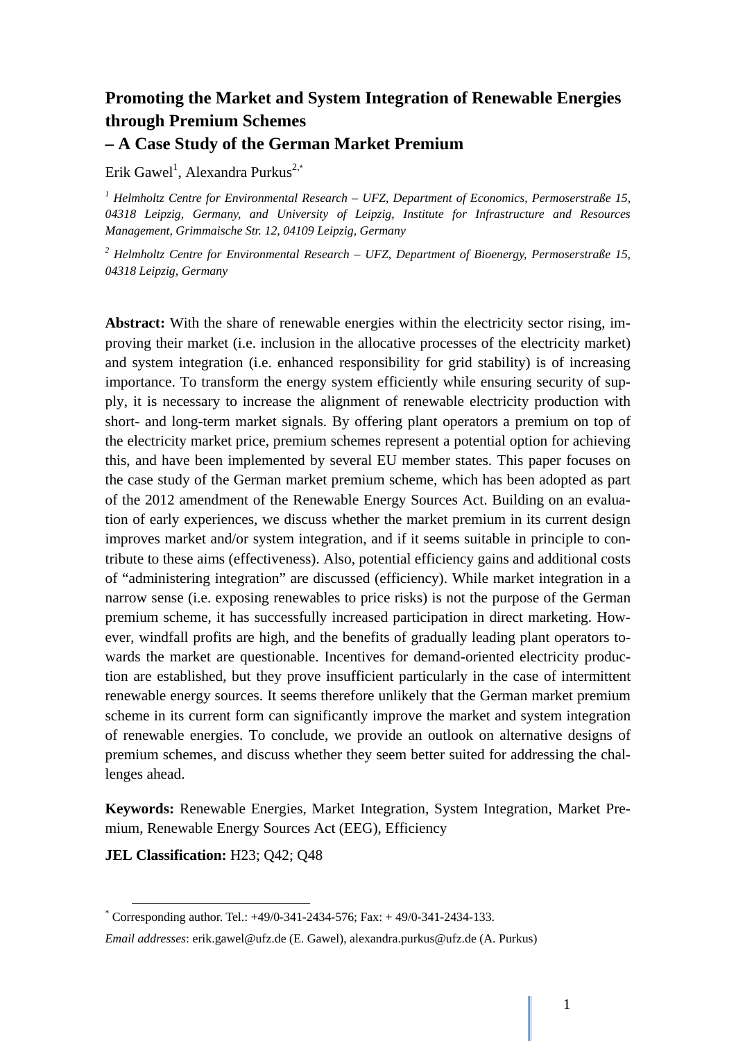# Promoting the Market and System Integration of Renewable Energies through Premium Schemes – A Case Study of the German Market Premium

Erik Gawel[1], Alexandra Purkus[2,*]

[1] *Helmholtz Centre for Environmental Research – UFZ, Department of Economics, Permoserstraße 15, 04318 Leipzig, Germany, and University of Leipzig, Institute for Infrastructure and Resources Management, Grimmaische Str. 12, 04109 Leipzig, Germany*

[2] *Helmholtz Centre for Environmental Research – UFZ, Department of Bioenergy, Permoserstraße 15, 04318 Leipzig, Germany*

**Abstract:** With the share of renewable energies within the electricity sector rising, improving their market (i.e. inclusion in the allocative processes of the electricity market) and system integration (i.e. enhanced responsibility for grid stability) is of increasing importance. To transform the energy system efficiently while ensuring security of supply, it is necessary to increase the alignment of renewable electricity production with short- and long-term market signals. By offering plant operators a premium on top of the electricity market price, premium schemes represent a potential option for achieving this, and have been implemented by several EU member states. This paper focuses on the case study of the German market premium scheme, which has been adopted as part of the 2012 amendment of the Renewable Energy Sources Act. Building on an evaluation of early experiences, we discuss whether the market premium in its current design improves market and/or system integration, and if it seems suitable in principle to contribute to these aims (effectiveness). Also, potential efficiency gains and additional costs of "administering integration" are discussed (efficiency). While market integration in a narrow sense (i.e. exposing renewables to price risks) is not the purpose of the German premium scheme, it has successfully increased participation in direct marketing. However, windfall profits are high, and the benefits of gradually leading plant operators towards the market are questionable. Incentives for demand-oriented electricity production are established, but they prove insufficient particularly in the case of intermittent renewable energy sources. It seems therefore unlikely that the German market premium scheme in its current form can significantly improve the market and system integration of renewable energies. To conclude, we provide an outlook on alternative designs of premium schemes, and discuss whether they seem better suited for addressing the challenges ahead.

**Keywords:** Renewable Energies, Market Integration, System Integration, Market Premium, Renewable Energy Sources Act (EEG), Efficiency

**JEL Classification:** H23; Q42; Q48

[*] Corresponding author. Tel.: +49/0-341-2434-576; Fax: + 49/0-341-2434-133.

*Email addresses*: erik.gawel@ufz.de (E. Gawel), alexandra.purkus@ufz.de (A. Purkus)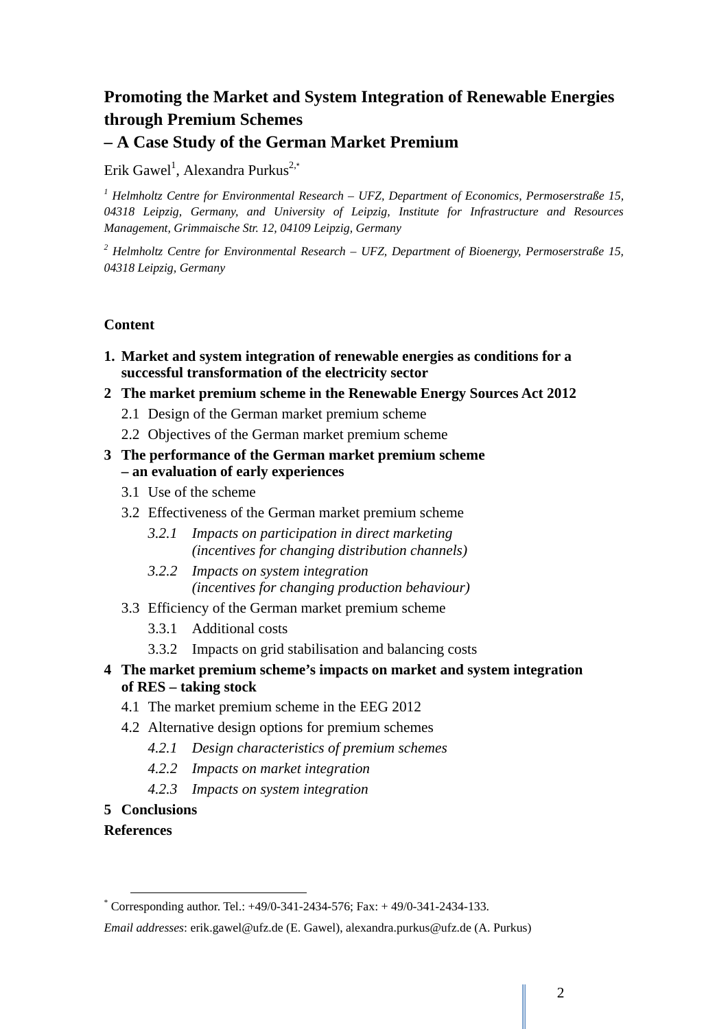# Promoting the Market and System Integration of Renewable Energies through Premium Schemes
## – A Case Study of the German Market Premium

Erik Gawel[1], Alexandra Purkus[2,*]

[1] *Helmholtz Centre for Environmental Research – UFZ, Department of Economics, Permoserstraße 15, 04318 Leipzig, Germany, and University of Leipzig, Institute for Infrastructure and Resources Management, Grimmaische Str. 12, 04109 Leipzig, Germany*

[2] *Helmholtz Centre for Environmental Research – UFZ, Department of Bioenergy, Permoserstraße 15, 04318 Leipzig, Germany*

**Content**

**1. Market and system integration of renewable energies as conditions for a successful transformation of the electricity sector**

**2 The market premium scheme in the Renewable Energy Sources Act 2012**

- 2.1 Design of the German market premium scheme
- 2.2 Objectives of the German market premium scheme

**3 The performance of the German market premium scheme – an evaluation of early experiences**

- 3.1 Use of the scheme
- 3.2 Effectiveness of the German market premium scheme
  - *3.2.1 Impacts on participation in direct marketing (incentives for changing distribution channels)*
  - *3.2.2 Impacts on system integration (incentives for changing production behaviour)*
- 3.3 Efficiency of the German market premium scheme
  - 3.3.1 Additional costs
  - 3.3.2 Impacts on grid stabilisation and balancing costs

**4 The market premium scheme's impacts on market and system integration of RES – taking stock**

- 4.1 The market premium scheme in the EEG 2012
- 4.2 Alternative design options for premium schemes
  - *4.2.1 Design characteristics of premium schemes*
  - *4.2.2 Impacts on market integration*
  - *4.2.3 Impacts on system integration*

**5 Conclusions**

**References**

---

[*] Corresponding author. Tel.: +49/0-341-2434-576; Fax: + 49/0-341-2434-133.

*Email addresses*: erik.gawel@ufz.de (E. Gawel), alexandra.purkus@ufz.de (A. Purkus)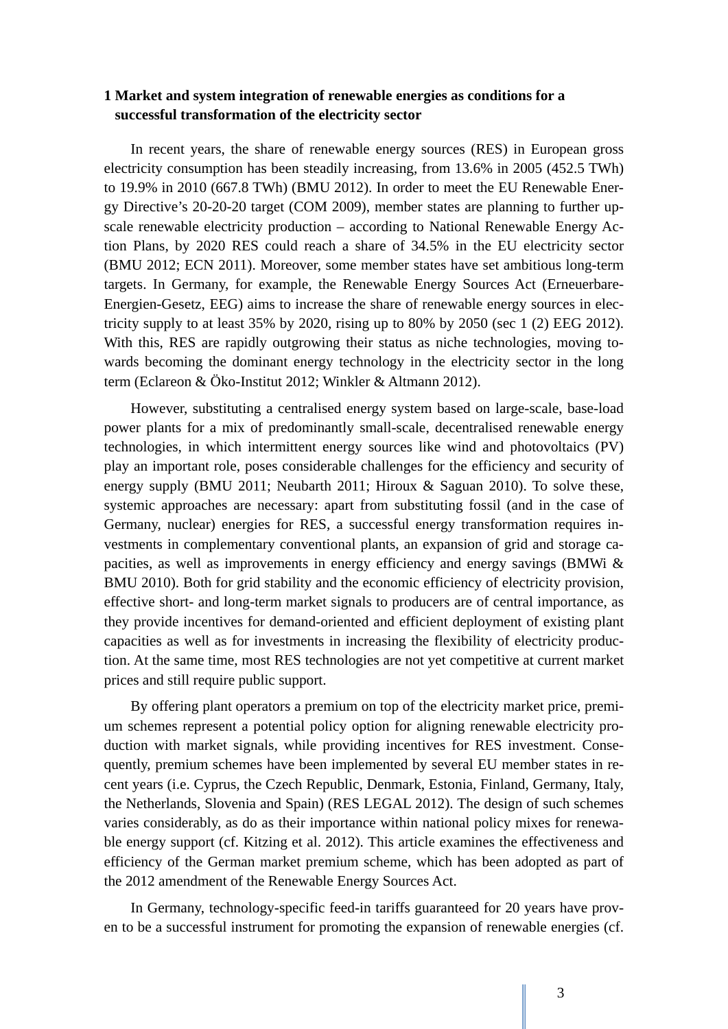# 1 Market and system integration of renewable energies as conditions for a successful transformation of the electricity sector

In recent years, the share of renewable energy sources (RES) in European gross electricity consumption has been steadily increasing, from 13.6% in 2005 (452.5 TWh) to 19.9% in 2010 (667.8 TWh) (BMU 2012). In order to meet the EU Renewable Energy Directive's 20-20-20 target (COM 2009), member states are planning to further upscale renewable electricity production – according to National Renewable Energy Action Plans, by 2020 RES could reach a share of 34.5% in the EU electricity sector (BMU 2012; ECN 2011). Moreover, some member states have set ambitious long-term targets. In Germany, for example, the Renewable Energy Sources Act (Erneuerbare-Energien-Gesetz, EEG) aims to increase the share of renewable energy sources in electricity supply to at least 35% by 2020, rising up to 80% by 2050 (sec 1 (2) EEG 2012). With this, RES are rapidly outgrowing their status as niche technologies, moving towards becoming the dominant energy technology in the electricity sector in the long term (Eclareon & Öko-Institut 2012; Winkler & Altmann 2012).

However, substituting a centralised energy system based on large-scale, base-load power plants for a mix of predominantly small-scale, decentralised renewable energy technologies, in which intermittent energy sources like wind and photovoltaics (PV) play an important role, poses considerable challenges for the efficiency and security of energy supply (BMU 2011; Neubarth 2011; Hiroux & Saguan 2010). To solve these, systemic approaches are necessary: apart from substituting fossil (and in the case of Germany, nuclear) energies for RES, a successful energy transformation requires investments in complementary conventional plants, an expansion of grid and storage capacities, as well as improvements in energy efficiency and energy savings (BMWi & BMU 2010). Both for grid stability and the economic efficiency of electricity provision, effective short- and long-term market signals to producers are of central importance, as they provide incentives for demand-oriented and efficient deployment of existing plant capacities as well as for investments in increasing the flexibility of electricity production. At the same time, most RES technologies are not yet competitive at current market prices and still require public support.

By offering plant operators a premium on top of the electricity market price, premium schemes represent a potential policy option for aligning renewable electricity production with market signals, while providing incentives for RES investment. Consequently, premium schemes have been implemented by several EU member states in recent years (i.e. Cyprus, the Czech Republic, Denmark, Estonia, Finland, Germany, Italy, the Netherlands, Slovenia and Spain) (RES LEGAL 2012). The design of such schemes varies considerably, as do as their importance within national policy mixes for renewable energy support (cf. Kitzing et al. 2012). This article examines the effectiveness and efficiency of the German market premium scheme, which has been adopted as part of the 2012 amendment of the Renewable Energy Sources Act.

In Germany, technology-specific feed-in tariffs guaranteed for 20 years have proven to be a successful instrument for promoting the expansion of renewable energies (cf.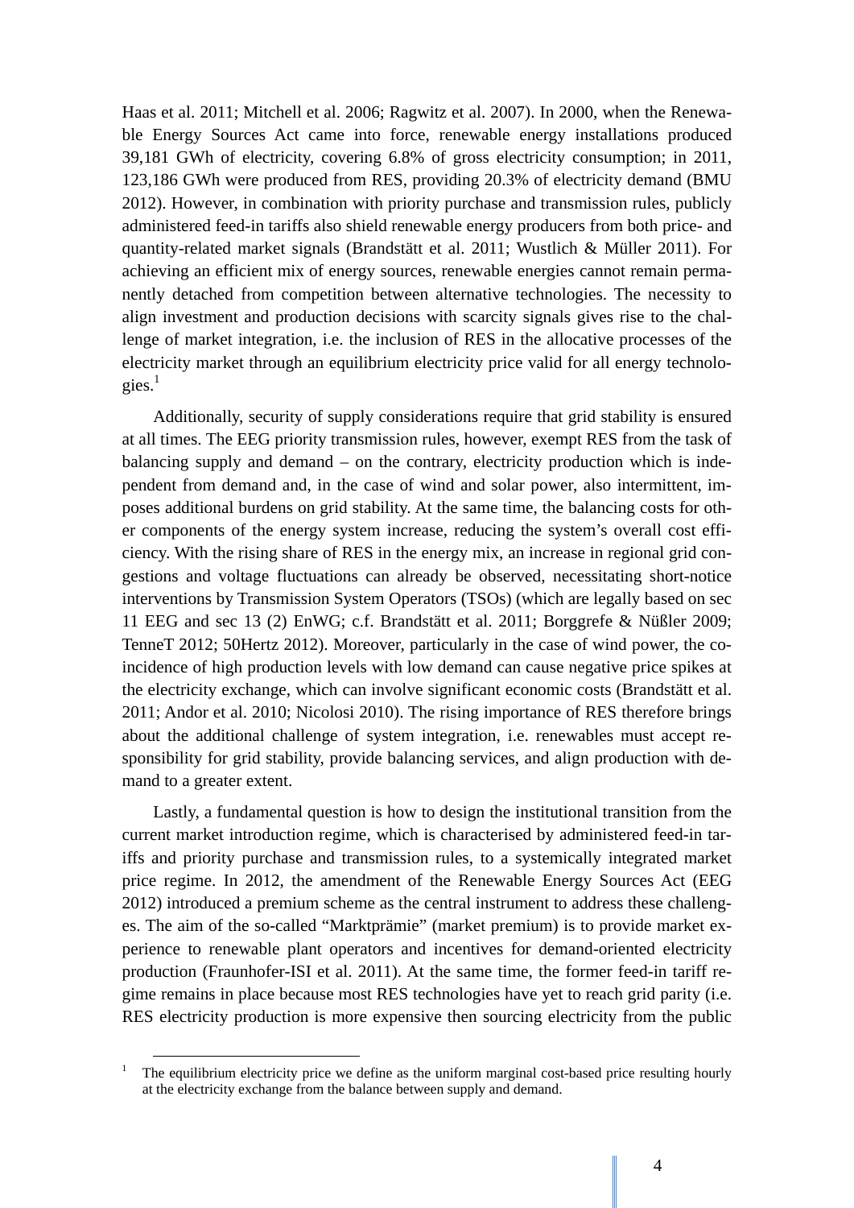Haas et al. 2011; Mitchell et al. 2006; Ragwitz et al. 2007). In 2000, when the Renewable Energy Sources Act came into force, renewable energy installations produced 39,181 GWh of electricity, covering 6.8% of gross electricity consumption; in 2011, 123,186 GWh were produced from RES, providing 20.3% of electricity demand (BMU 2012). However, in combination with priority purchase and transmission rules, publicly administered feed-in tariffs also shield renewable energy producers from both price- and quantity-related market signals (Brandstätt et al. 2011; Wustlich & Müller 2011). For achieving an efficient mix of energy sources, renewable energies cannot remain permanently detached from competition between alternative technologies. The necessity to align investment and production decisions with scarcity signals gives rise to the challenge of market integration, i.e. the inclusion of RES in the allocative processes of the electricity market through an equilibrium electricity price valid for all energy technologies.[1]

Additionally, security of supply considerations require that grid stability is ensured at all times. The EEG priority transmission rules, however, exempt RES from the task of balancing supply and demand – on the contrary, electricity production which is independent from demand and, in the case of wind and solar power, also intermittent, imposes additional burdens on grid stability. At the same time, the balancing costs for other components of the energy system increase, reducing the system's overall cost efficiency. With the rising share of RES in the energy mix, an increase in regional grid congestions and voltage fluctuations can already be observed, necessitating short-notice interventions by Transmission System Operators (TSOs) (which are legally based on sec 11 EEG and sec 13 (2) EnWG; c.f. Brandstätt et al. 2011; Borggrefe & Nüßler 2009; TenneT 2012; 50Hertz 2012). Moreover, particularly in the case of wind power, the coincidence of high production levels with low demand can cause negative price spikes at the electricity exchange, which can involve significant economic costs (Brandstätt et al. 2011; Andor et al. 2010; Nicolosi 2010). The rising importance of RES therefore brings about the additional challenge of system integration, i.e. renewables must accept responsibility for grid stability, provide balancing services, and align production with demand to a greater extent.

Lastly, a fundamental question is how to design the institutional transition from the current market introduction regime, which is characterised by administered feed-in tariffs and priority purchase and transmission rules, to a systemically integrated market price regime. In 2012, the amendment of the Renewable Energy Sources Act (EEG 2012) introduced a premium scheme as the central instrument to address these challenges. The aim of the so-called "Marktprämie" (market premium) is to provide market experience to renewable plant operators and incentives for demand-oriented electricity production (Fraunhofer-ISI et al. 2011). At the same time, the former feed-in tariff regime remains in place because most RES technologies have yet to reach grid parity (i.e. RES electricity production is more expensive then sourcing electricity from the public

[1] The equilibrium electricity price we define as the uniform marginal cost-based price resulting hourly at the electricity exchange from the balance between supply and demand.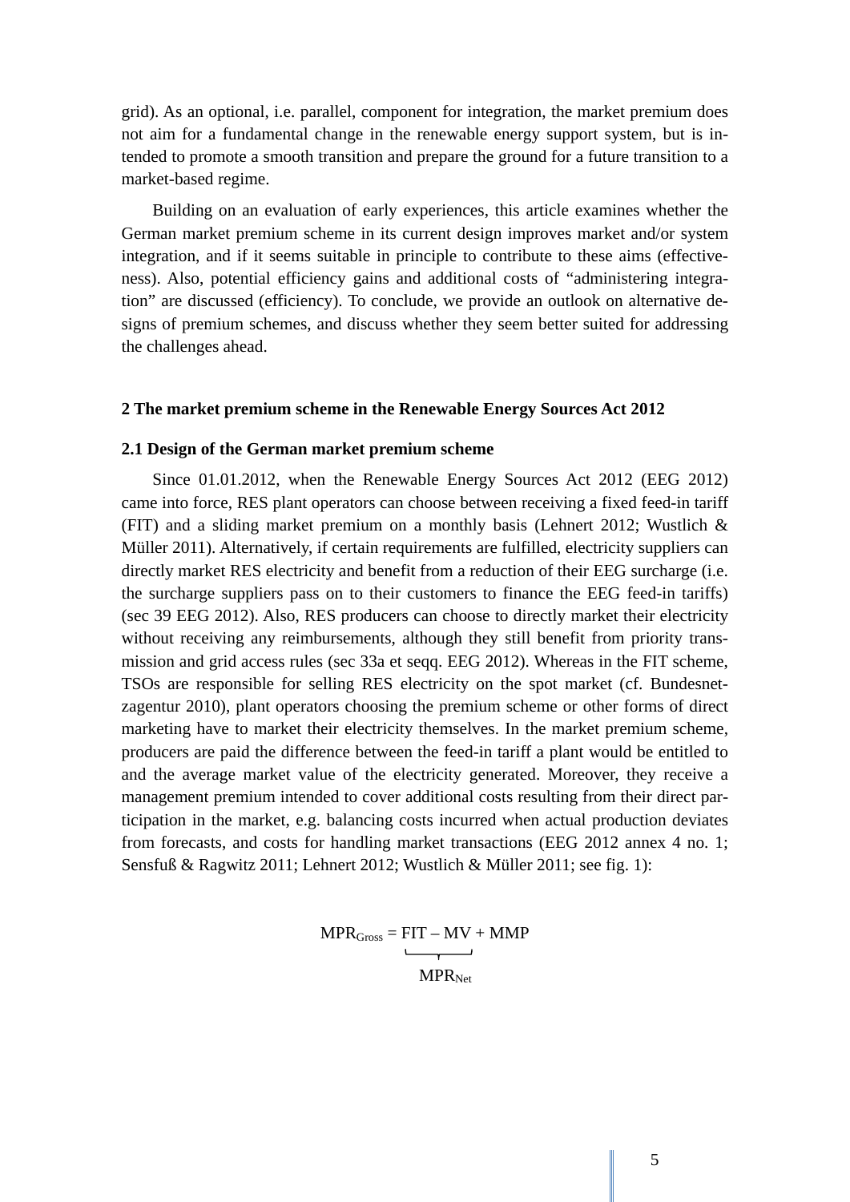grid). As an optional, i.e. parallel, component for integration, the market premium does not aim for a fundamental change in the renewable energy support system, but is intended to promote a smooth transition and prepare the ground for a future transition to a market-based regime.

Building on an evaluation of early experiences, this article examines whether the German market premium scheme in its current design improves market and/or system integration, and if it seems suitable in principle to contribute to these aims (effectiveness). Also, potential efficiency gains and additional costs of "administering integration" are discussed (efficiency). To conclude, we provide an outlook on alternative designs of premium schemes, and discuss whether they seem better suited for addressing the challenges ahead.

## 2 The market premium scheme in the Renewable Energy Sources Act 2012

### 2.1 Design of the German market premium scheme

Since 01.01.2012, when the Renewable Energy Sources Act 2012 (EEG 2012) came into force, RES plant operators can choose between receiving a fixed feed-in tariff (FIT) and a sliding market premium on a monthly basis (Lehnert 2012; Wustlich & Müller 2011). Alternatively, if certain requirements are fulfilled, electricity suppliers can directly market RES electricity and benefit from a reduction of their EEG surcharge (i.e. the surcharge suppliers pass on to their customers to finance the EEG feed-in tariffs) (sec 39 EEG 2012). Also, RES producers can choose to directly market their electricity without receiving any reimbursements, although they still benefit from priority transmission and grid access rules (sec 33a et seqq. EEG 2012). Whereas in the FIT scheme, TSOs are responsible for selling RES electricity on the spot market (cf. Bundesnetzagentur 2010), plant operators choosing the premium scheme or other forms of direct marketing have to market their electricity themselves. In the market premium scheme, producers are paid the difference between the feed-in tariff a plant would be entitled to and the average market value of the electricity generated. Moreover, they receive a management premium intended to cover additional costs resulting from their direct participation in the market, e.g. balancing costs incurred when actual production deviates from forecasts, and costs for handling market transactions (EEG 2012 annex 4 no. 1; Sensfuß & Ragwitz 2011; Lehnert 2012; Wustlich & Müller 2011; see fig. 1):

$$MPR_{Gross} = \underbrace{FIT - MV}_{MPR_{Net}} + MMP$$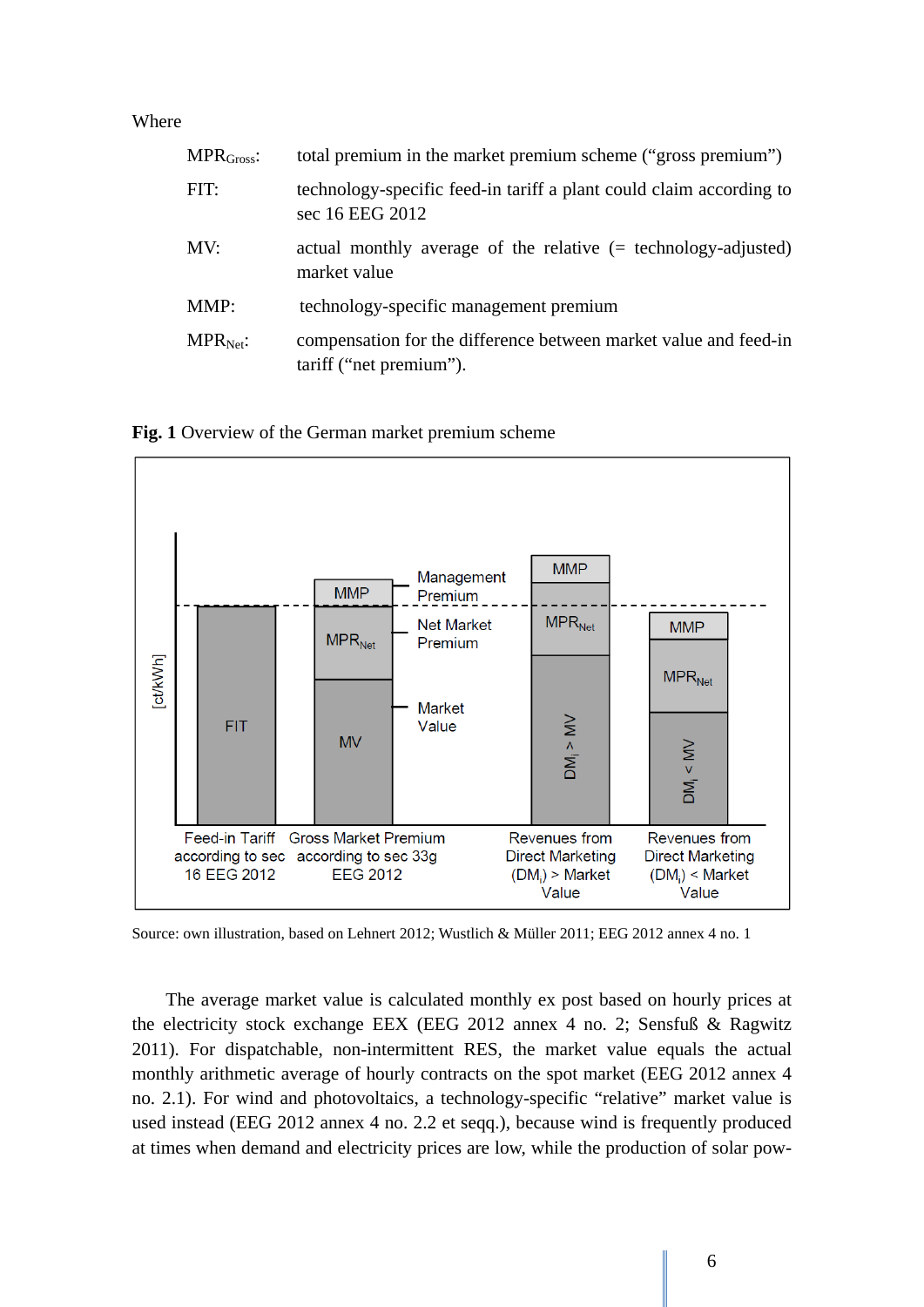Where

| | |
|---|---|
| $MPR_{Gross}$: | total premium in the market premium scheme ("gross premium") |
| FIT: | technology-specific feed-in tariff a plant could claim according to sec 16 EEG 2012 |
| MV: | actual monthly average of the relative (= technology-adjusted) market value |
| MMP: | technology-specific management premium |
| $MPR_{Net}$: | compensation for the difference between market value and feed-in tariff ("net premium"). |

**Fig. 1** Overview of the German market premium scheme

[ct/kWh]

FIT | MMP, $MPR_{Net}$, MV | MMP, $MPR_{Net}$, $DM_i > MV$ | MMP, $MPR_{Net}$, $DM_i < MV$

Management Premium — Net Market Premium — Market Value

Feed-in Tariff according to sec 16 EEG 2012 | Gross Market Premium according to sec 33g EEG 2012 | Revenues from Direct Marketing ($DM_i$) > Market Value | Revenues from Direct Marketing ($DM_i$) < Market Value

Source: own illustration, based on Lehnert 2012; Wustlich & Müller 2011; EEG 2012 annex 4 no. 1

The average market value is calculated monthly ex post based on hourly prices at the electricity stock exchange EEX (EEG 2012 annex 4 no. 2; Sensfuß & Ragwitz 2011). For dispatchable, non-intermittent RES, the market value equals the actual monthly arithmetic average of hourly contracts on the spot market (EEG 2012 annex 4 no. 2.1). For wind and photovoltaics, a technology-specific "relative" market value is used instead (EEG 2012 annex 4 no. 2.2 et seqq.), because wind is frequently produced at times when demand and electricity prices are low, while the production of solar pow-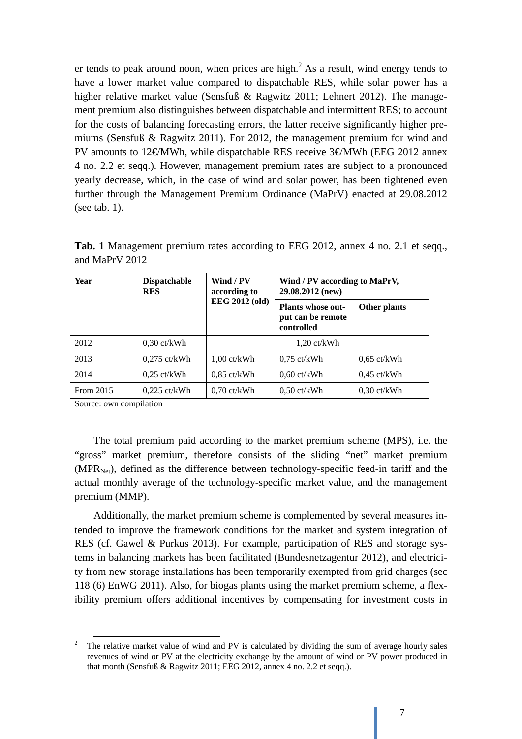er tends to peak around noon, when prices are high.[2] As a result, wind energy tends to have a lower market value compared to dispatchable RES, while solar power has a higher relative market value (Sensfuß & Ragwitz 2011; Lehnert 2012). The management premium also distinguishes between dispatchable and intermittent RES; to account for the costs of balancing forecasting errors, the latter receive significantly higher premiums (Sensfuß & Ragwitz 2011). For 2012, the management premium for wind and PV amounts to 12€/MWh, while dispatchable RES receive 3€/MWh (EEG 2012 annex 4 no. 2.2 et seqq.). However, management premium rates are subject to a pronounced yearly decrease, which, in the case of wind and solar power, has been tightened even further through the Management Premium Ordinance (MaPrV) enacted at 29.08.2012 (see tab. 1).

**Tab. 1** Management premium rates according to EEG 2012, annex 4 no. 2.1 et seqq., and MaPrV 2012

| Year | Dispatchable RES | Wind / PV according to EEG 2012 (old) | Wind / PV according to MaPrV, 29.08.2012 (new) | |
|---|---|---|---|---|
| | | | Plants whose output can be remote controlled | Other plants |
| 2012 | 0,30 ct/kWh | 1,20 ct/kWh | | |
| 2013 | 0,275 ct/kWh | 1,00 ct/kWh | 0,75 ct/kWh | 0,65 ct/kWh |
| 2014 | 0,25 ct/kWh | 0,85 ct/kWh | 0,60 ct/kWh | 0,45 ct/kWh |
| From 2015 | 0,225 ct/kWh | 0,70 ct/kWh | 0,50 ct/kWh | 0,30 ct/kWh |

Source: own compilation

The total premium paid according to the market premium scheme (MPS), i.e. the "gross" market premium, therefore consists of the sliding "net" market premium ($MPR_{Net}$), defined as the difference between technology-specific feed-in tariff and the actual monthly average of the technology-specific market value, and the management premium (MMP).

Additionally, the market premium scheme is complemented by several measures intended to improve the framework conditions for the market and system integration of RES (cf. Gawel & Purkus 2013). For example, participation of RES and storage systems in balancing markets has been facilitated (Bundesnetzagentur 2012), and electricity from new storage installations has been temporarily exempted from grid charges (sec 118 (6) EnWG 2011). Also, for biogas plants using the market premium scheme, a flexibility premium offers additional incentives by compensating for investment costs in

[2] The relative market value of wind and PV is calculated by dividing the sum of average hourly sales revenues of wind or PV at the electricity exchange by the amount of wind or PV power produced in that month (Sensfuß & Ragwitz 2011; EEG 2012, annex 4 no. 2.2 et seqq.).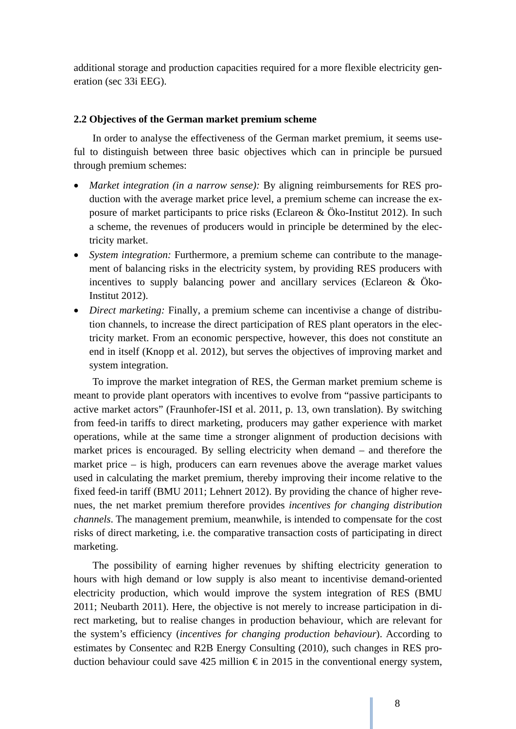additional storage and production capacities required for a more flexible electricity generation (sec 33i EEG).

### 2.2 Objectives of the German market premium scheme

In order to analyse the effectiveness of the German market premium, it seems useful to distinguish between three basic objectives which can in principle be pursued through premium schemes:

- *Market integration (in a narrow sense):* By aligning reimbursements for RES production with the average market price level, a premium scheme can increase the exposure of market participants to price risks (Eclareon & Öko-Institut 2012). In such a scheme, the revenues of producers would in principle be determined by the electricity market.
- *System integration:* Furthermore, a premium scheme can contribute to the management of balancing risks in the electricity system, by providing RES producers with incentives to supply balancing power and ancillary services (Eclareon & Öko-Institut 2012).
- *Direct marketing:* Finally, a premium scheme can incentivise a change of distribution channels, to increase the direct participation of RES plant operators in the electricity market. From an economic perspective, however, this does not constitute an end in itself (Knopp et al. 2012), but serves the objectives of improving market and system integration.

To improve the market integration of RES, the German market premium scheme is meant to provide plant operators with incentives to evolve from "passive participants to active market actors" (Fraunhofer-ISI et al. 2011, p. 13, own translation). By switching from feed-in tariffs to direct marketing, producers may gather experience with market operations, while at the same time a stronger alignment of production decisions with market prices is encouraged. By selling electricity when demand – and therefore the market price – is high, producers can earn revenues above the average market values used in calculating the market premium, thereby improving their income relative to the fixed feed-in tariff (BMU 2011; Lehnert 2012). By providing the chance of higher revenues, the net market premium therefore provides *incentives for changing distribution channels*. The management premium, meanwhile, is intended to compensate for the cost risks of direct marketing, i.e. the comparative transaction costs of participating in direct marketing.

The possibility of earning higher revenues by shifting electricity generation to hours with high demand or low supply is also meant to incentivise demand-oriented electricity production, which would improve the system integration of RES (BMU 2011; Neubarth 2011). Here, the objective is not merely to increase participation in direct marketing, but to realise changes in production behaviour, which are relevant for the system's efficiency (*incentives for changing production behaviour*). According to estimates by Consentec and R2B Energy Consulting (2010), such changes in RES production behaviour could save 425 million € in 2015 in the conventional energy system,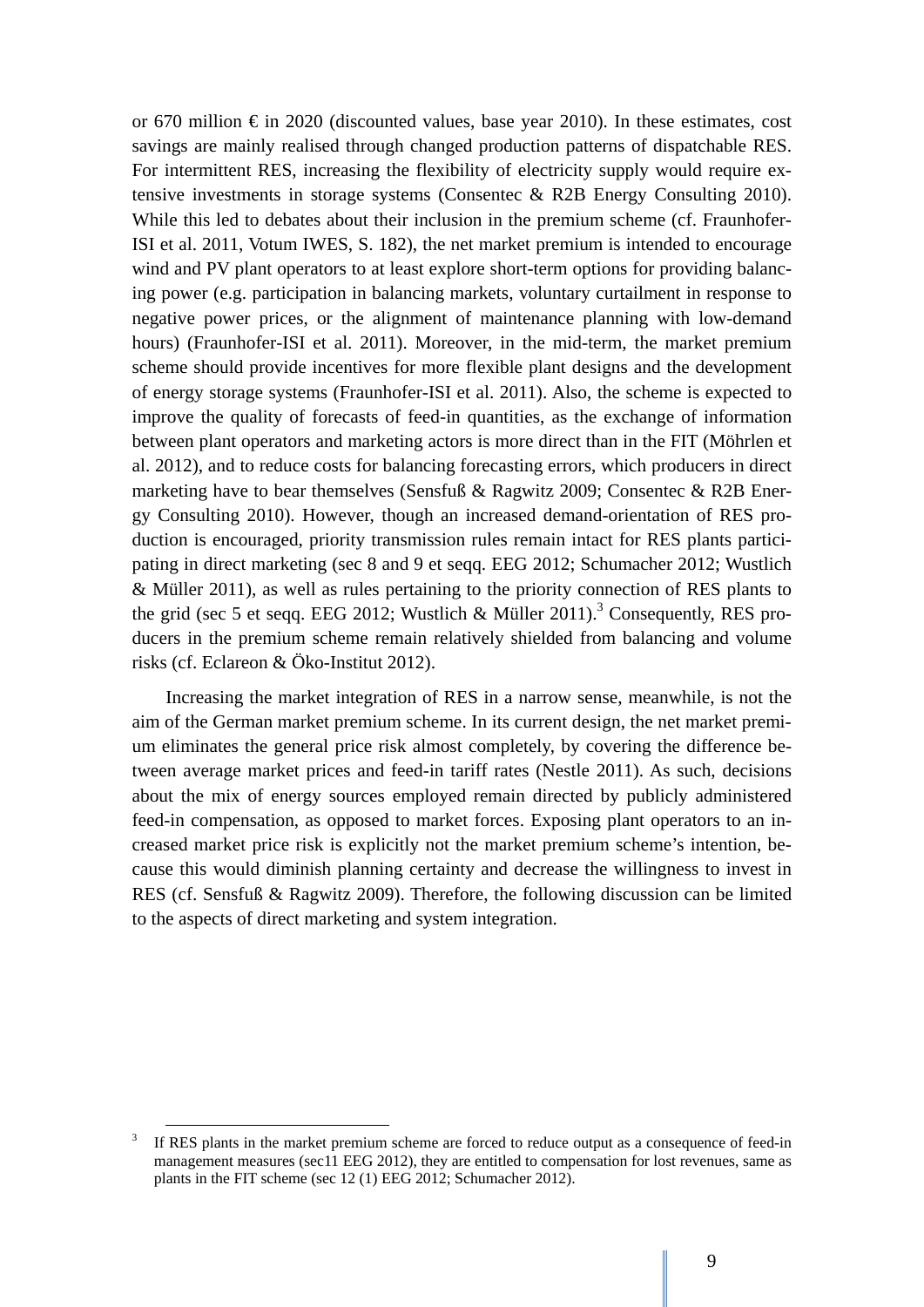or 670 million € in 2020 (discounted values, base year 2010). In these estimates, cost savings are mainly realised through changed production patterns of dispatchable RES. For intermittent RES, increasing the flexibility of electricity supply would require extensive investments in storage systems (Consentec & R2B Energy Consulting 2010). While this led to debates about their inclusion in the premium scheme (cf. Fraunhofer-ISI et al. 2011, Votum IWES, S. 182), the net market premium is intended to encourage wind and PV plant operators to at least explore short-term options for providing balancing power (e.g. participation in balancing markets, voluntary curtailment in response to negative power prices, or the alignment of maintenance planning with low-demand hours) (Fraunhofer-ISI et al. 2011). Moreover, in the mid-term, the market premium scheme should provide incentives for more flexible plant designs and the development of energy storage systems (Fraunhofer-ISI et al. 2011). Also, the scheme is expected to improve the quality of forecasts of feed-in quantities, as the exchange of information between plant operators and marketing actors is more direct than in the FIT (Möhrlen et al. 2012), and to reduce costs for balancing forecasting errors, which producers in direct marketing have to bear themselves (Sensfuß & Ragwitz 2009; Consentec & R2B Energy Consulting 2010). However, though an increased demand-orientation of RES production is encouraged, priority transmission rules remain intact for RES plants participating in direct marketing (sec 8 and 9 et seqq. EEG 2012; Schumacher 2012; Wustlich & Müller 2011), as well as rules pertaining to the priority connection of RES plants to the grid (sec 5 et seqq. EEG 2012; Wustlich & Müller 2011).[3] Consequently, RES producers in the premium scheme remain relatively shielded from balancing and volume risks (cf. Eclareon & Öko-Institut 2012).

Increasing the market integration of RES in a narrow sense, meanwhile, is not the aim of the German market premium scheme. In its current design, the net market premium eliminates the general price risk almost completely, by covering the difference between average market prices and feed-in tariff rates (Nestle 2011). As such, decisions about the mix of energy sources employed remain directed by publicly administered feed-in compensation, as opposed to market forces. Exposing plant operators to an increased market price risk is explicitly not the market premium scheme's intention, because this would diminish planning certainty and decrease the willingness to invest in RES (cf. Sensfuß & Ragwitz 2009). Therefore, the following discussion can be limited to the aspects of direct marketing and system integration.

[3] If RES plants in the market premium scheme are forced to reduce output as a consequence of feed-in management measures (sec11 EEG 2012), they are entitled to compensation for lost revenues, same as plants in the FIT scheme (sec 12 (1) EEG 2012; Schumacher 2012).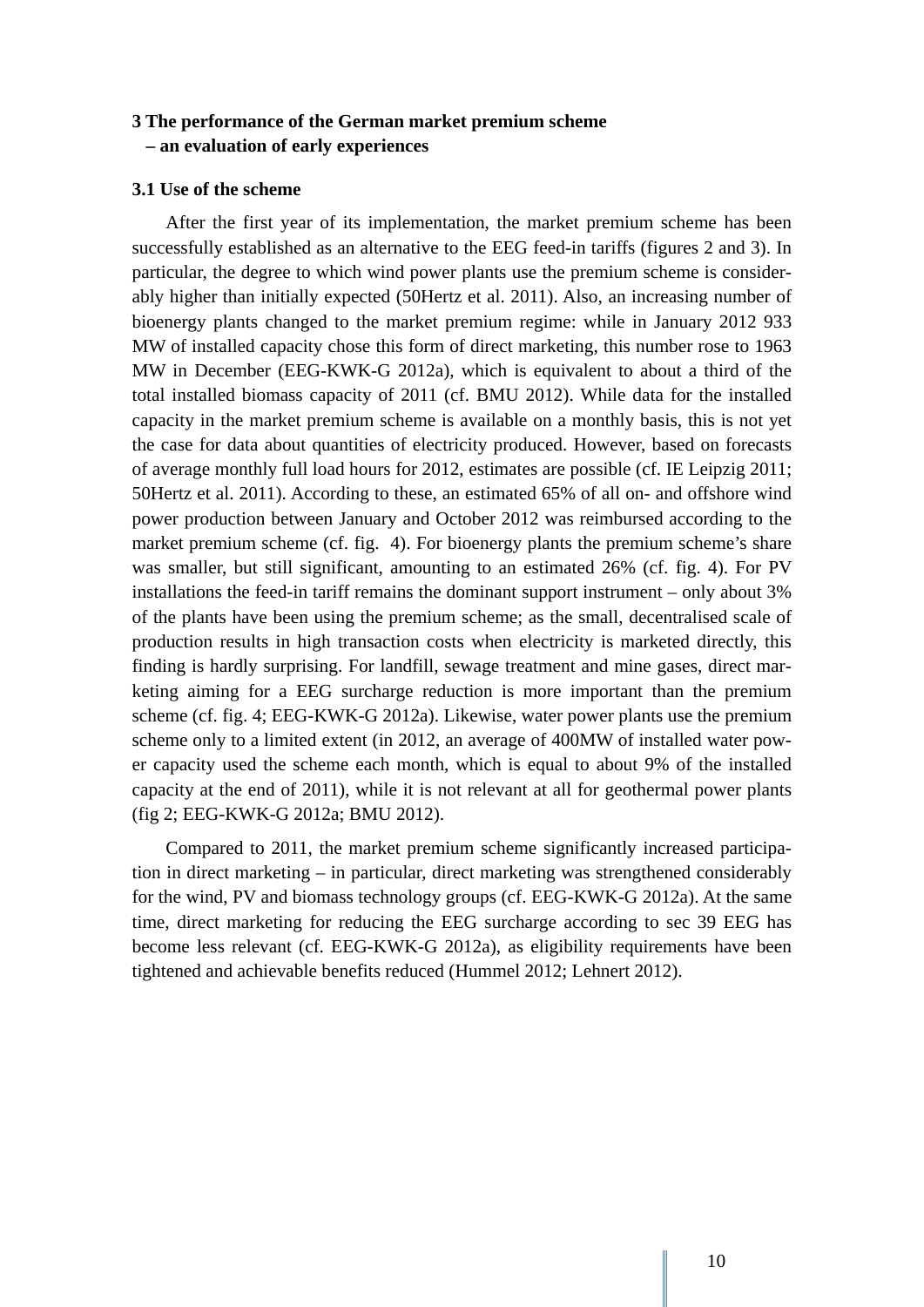## 3 The performance of the German market premium scheme – an evaluation of early experiences

### 3.1 Use of the scheme

After the first year of its implementation, the market premium scheme has been successfully established as an alternative to the EEG feed-in tariffs (figures 2 and 3). In particular, the degree to which wind power plants use the premium scheme is considerably higher than initially expected (50Hertz et al. 2011). Also, an increasing number of bioenergy plants changed to the market premium regime: while in January 2012 933 MW of installed capacity chose this form of direct marketing, this number rose to 1963 MW in December (EEG-KWK-G 2012a), which is equivalent to about a third of the total installed biomass capacity of 2011 (cf. BMU 2012). While data for the installed capacity in the market premium scheme is available on a monthly basis, this is not yet the case for data about quantities of electricity produced. However, based on forecasts of average monthly full load hours for 2012, estimates are possible (cf. IE Leipzig 2011; 50Hertz et al. 2011). According to these, an estimated 65% of all on- and offshore wind power production between January and October 2012 was reimbursed according to the market premium scheme (cf. fig. 4). For bioenergy plants the premium scheme's share was smaller, but still significant, amounting to an estimated 26% (cf. fig. 4). For PV installations the feed-in tariff remains the dominant support instrument – only about 3% of the plants have been using the premium scheme; as the small, decentralised scale of production results in high transaction costs when electricity is marketed directly, this finding is hardly surprising. For landfill, sewage treatment and mine gases, direct marketing aiming for a EEG surcharge reduction is more important than the premium scheme (cf. fig. 4; EEG-KWK-G 2012a). Likewise, water power plants use the premium scheme only to a limited extent (in 2012, an average of 400MW of installed water power capacity used the scheme each month, which is equal to about 9% of the installed capacity at the end of 2011), while it is not relevant at all for geothermal power plants (fig 2; EEG-KWK-G 2012a; BMU 2012).

Compared to 2011, the market premium scheme significantly increased participation in direct marketing – in particular, direct marketing was strengthened considerably for the wind, PV and biomass technology groups (cf. EEG-KWK-G 2012a). At the same time, direct marketing for reducing the EEG surcharge according to sec 39 EEG has become less relevant (cf. EEG-KWK-G 2012a), as eligibility requirements have been tightened and achievable benefits reduced (Hummel 2012; Lehnert 2012).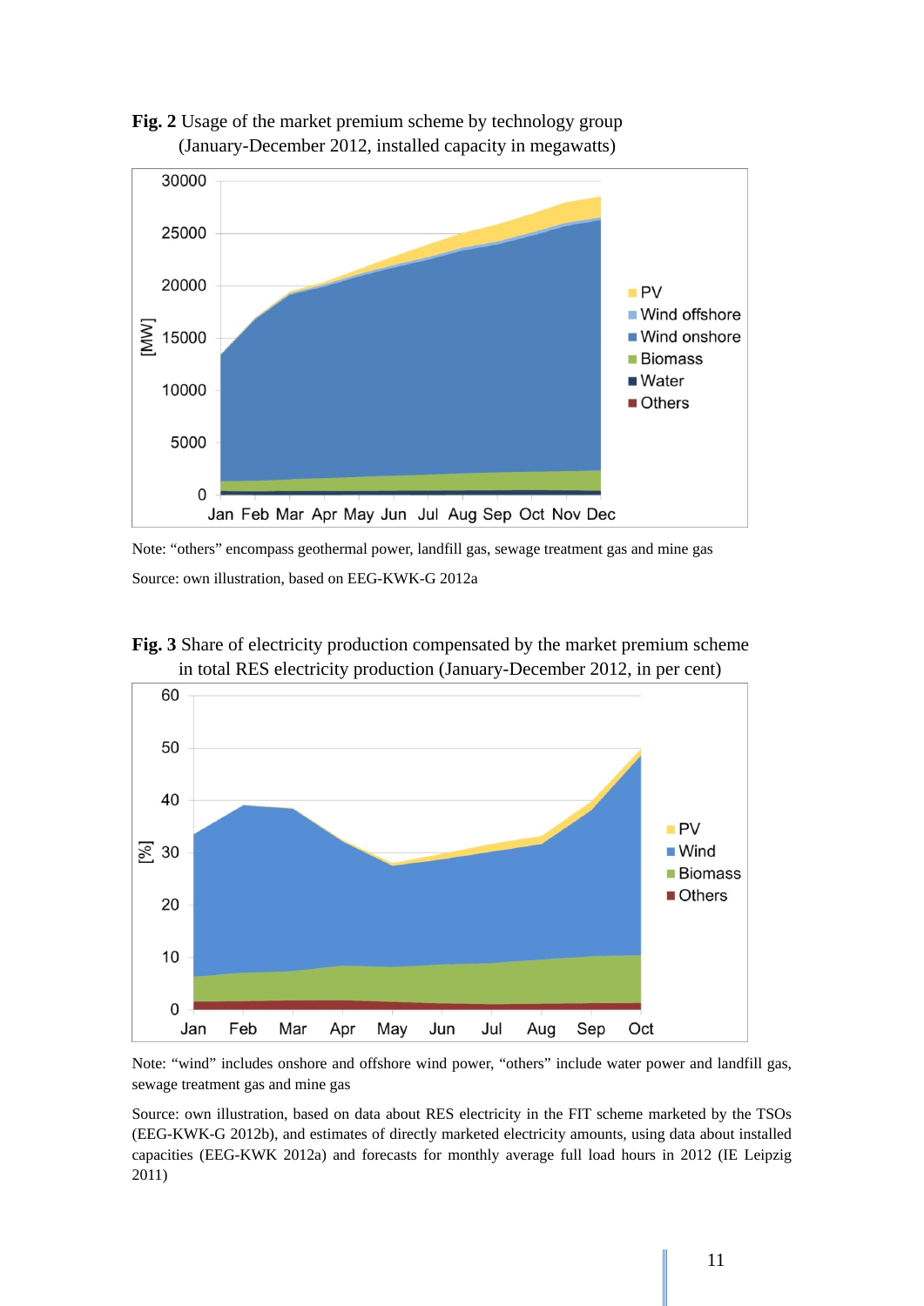**Fig. 2** Usage of the market premium scheme by technology group (January-December 2012, installed capacity in megawatts)

Note: "others" encompass geothermal power, landfill gas, sewage treatment gas and mine gas

Source: own illustration, based on EEG-KWK-G 2012a

**Fig. 3** Share of electricity production compensated by the market premium scheme in total RES electricity production (January-December 2012, in per cent)

Note: "wind" includes onshore and offshore wind power, "others" include water power and landfill gas, sewage treatment gas and mine gas

Source: own illustration, based on data about RES electricity in the FIT scheme marketed by the TSOs (EEG-KWK-G 2012b), and estimates of directly marketed electricity amounts, using data about installed capacities (EEG-KWK 2012a) and forecasts for monthly average full load hours in 2012 (IE Leipzig 2011)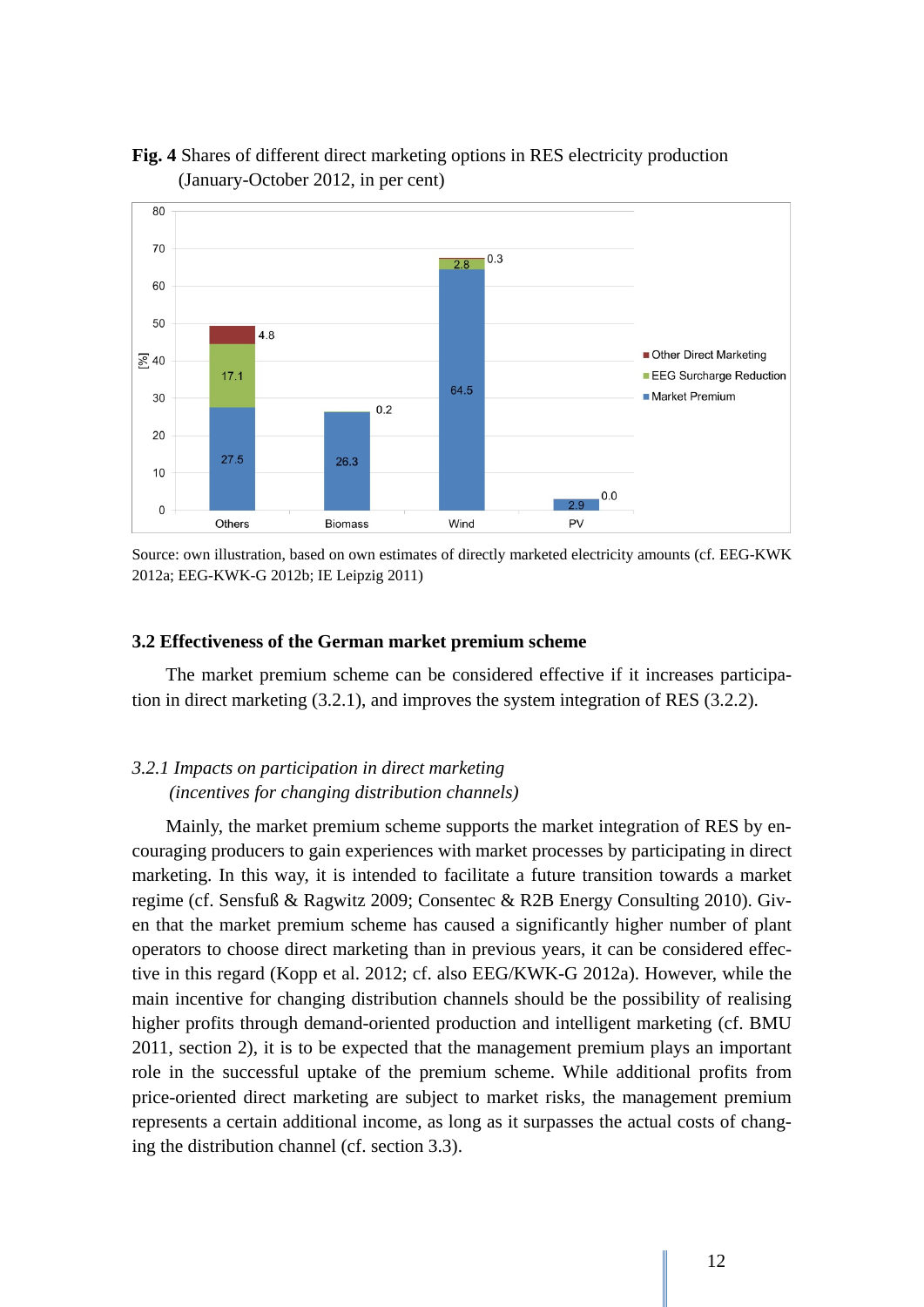**Fig. 4** Shares of different direct marketing options in RES electricity production (January-October 2012, in per cent)

Source: own illustration, based on own estimates of directly marketed electricity amounts (cf. EEG-KWK 2012a; EEG-KWK-G 2012b; IE Leipzig 2011)

### 3.2 Effectiveness of the German market premium scheme

The market premium scheme can be considered effective if it increases participation in direct marketing (3.2.1), and improves the system integration of RES (3.2.2).

#### *3.2.1 Impacts on participation in direct marketing (incentives for changing distribution channels)*

Mainly, the market premium scheme supports the market integration of RES by encouraging producers to gain experiences with market processes by participating in direct marketing. In this way, it is intended to facilitate a future transition towards a market regime (cf. Sensfuß & Ragwitz 2009; Consentec & R2B Energy Consulting 2010). Given that the market premium scheme has caused a significantly higher number of plant operators to choose direct marketing than in previous years, it can be considered effective in this regard (Kopp et al. 2012; cf. also EEG/KWK-G 2012a). However, while the main incentive for changing distribution channels should be the possibility of realising higher profits through demand-oriented production and intelligent marketing (cf. BMU 2011, section 2), it is to be expected that the management premium plays an important role in the successful uptake of the premium scheme. While additional profits from price-oriented direct marketing are subject to market risks, the management premium represents a certain additional income, as long as it surpasses the actual costs of changing the distribution channel (cf. section 3.3).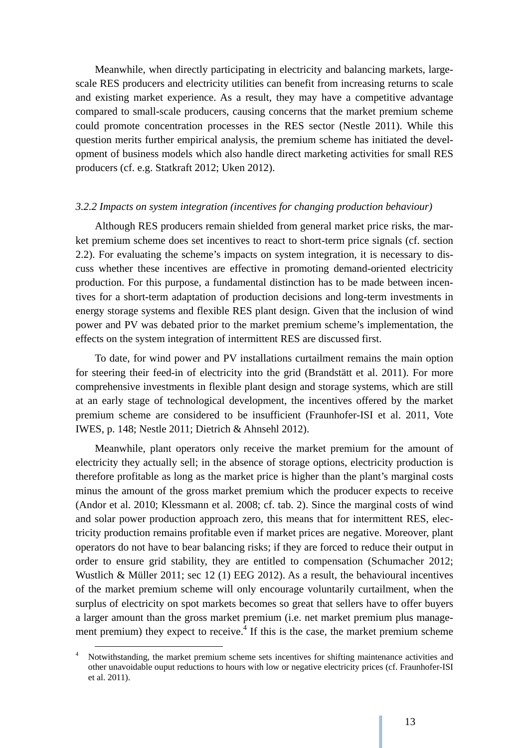Meanwhile, when directly participating in electricity and balancing markets, large-scale RES producers and electricity utilities can benefit from increasing returns to scale and existing market experience. As a result, they may have a competitive advantage compared to small-scale producers, causing concerns that the market premium scheme could promote concentration processes in the RES sector (Nestle 2011). While this question merits further empirical analysis, the premium scheme has initiated the development of business models which also handle direct marketing activities for small RES producers (cf. e.g. Statkraft 2012; Uken 2012).

### *3.2.2 Impacts on system integration (incentives for changing production behaviour)*

Although RES producers remain shielded from general market price risks, the market premium scheme does set incentives to react to short-term price signals (cf. section 2.2). For evaluating the scheme's impacts on system integration, it is necessary to discuss whether these incentives are effective in promoting demand-oriented electricity production. For this purpose, a fundamental distinction has to be made between incentives for a short-term adaptation of production decisions and long-term investments in energy storage systems and flexible RES plant design. Given that the inclusion of wind power and PV was debated prior to the market premium scheme's implementation, the effects on the system integration of intermittent RES are discussed first.

To date, for wind power and PV installations curtailment remains the main option for steering their feed-in of electricity into the grid (Brandstätt et al. 2011). For more comprehensive investments in flexible plant design and storage systems, which are still at an early stage of technological development, the incentives offered by the market premium scheme are considered to be insufficient (Fraunhofer-ISI et al. 2011, Vote IWES, p. 148; Nestle 2011; Dietrich & Ahnsehl 2012).

Meanwhile, plant operators only receive the market premium for the amount of electricity they actually sell; in the absence of storage options, electricity production is therefore profitable as long as the market price is higher than the plant's marginal costs minus the amount of the gross market premium which the producer expects to receive (Andor et al. 2010; Klessmann et al. 2008; cf. tab. 2). Since the marginal costs of wind and solar power production approach zero, this means that for intermittent RES, electricity production remains profitable even if market prices are negative. Moreover, plant operators do not have to bear balancing risks; if they are forced to reduce their output in order to ensure grid stability, they are entitled to compensation (Schumacher 2012; Wustlich & Müller 2011; sec 12 (1) EEG 2012). As a result, the behavioural incentives of the market premium scheme will only encourage voluntarily curtailment, when the surplus of electricity on spot markets becomes so great that sellers have to offer buyers a larger amount than the gross market premium (i.e. net market premium plus management premium) they expect to receive.[4] If this is the case, the market premium scheme

---

[4] Notwithstanding, the market premium scheme sets incentives for shifting maintenance activities and other unavoidable ouput reductions to hours with low or negative electricity prices (cf. Fraunhofer-ISI et al. 2011).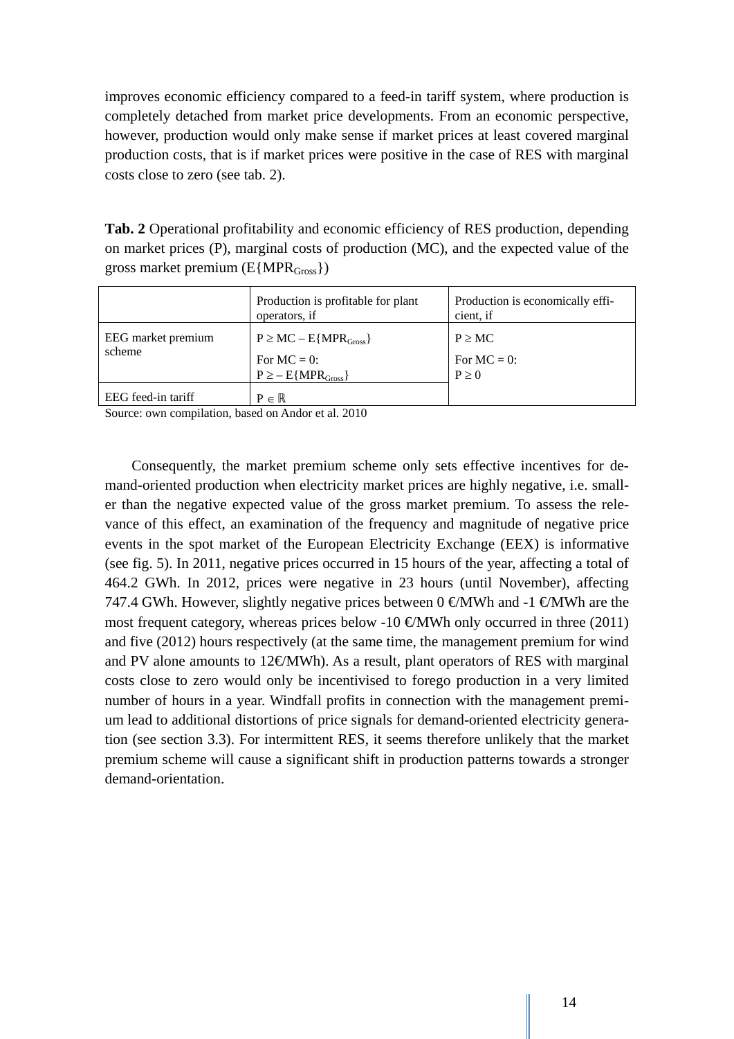improves economic efficiency compared to a feed-in tariff system, where production is completely detached from market price developments. From an economic perspective, however, production would only make sense if market prices at least covered marginal production costs, that is if market prices were positive in the case of RES with marginal costs close to zero (see tab. 2).

**Tab. 2** Operational profitability and economic efficiency of RES production, depending on market prices (P), marginal costs of production (MC), and the expected value of the gross market premium ($E\{MPR_{Gross}\}$)

| | Production is profitable for plant operators, if | Production is economically efficient, if |
|---|---|---|
| EEG market premium scheme | $P \geq MC - E\{MPR_{Gross}\}$<br>For $MC = 0$:<br>$P \geq - E\{MPR_{Gross}\}$ | $P \geq MC$<br>For $MC = 0$:<br>$P \geq 0$ |
| EEG feed-in tariff | $P \in \mathbb{R}$ | |

Source: own compilation, based on Andor et al. 2010

Consequently, the market premium scheme only sets effective incentives for demand-oriented production when electricity market prices are highly negative, i.e. smaller than the negative expected value of the gross market premium. To assess the relevance of this effect, an examination of the frequency and magnitude of negative price events in the spot market of the European Electricity Exchange (EEX) is informative (see fig. 5). In 2011, negative prices occurred in 15 hours of the year, affecting a total of 464.2 GWh. In 2012, prices were negative in 23 hours (until November), affecting 747.4 GWh. However, slightly negative prices between 0 €/MWh and -1 €/MWh are the most frequent category, whereas prices below -10 €/MWh only occurred in three (2011) and five (2012) hours respectively (at the same time, the management premium for wind and PV alone amounts to 12€/MWh). As a result, plant operators of RES with marginal costs close to zero would only be incentivised to forego production in a very limited number of hours in a year. Windfall profits in connection with the management premium lead to additional distortions of price signals for demand-oriented electricity generation (see section 3.3). For intermittent RES, it seems therefore unlikely that the market premium scheme will cause a significant shift in production patterns towards a stronger demand-orientation.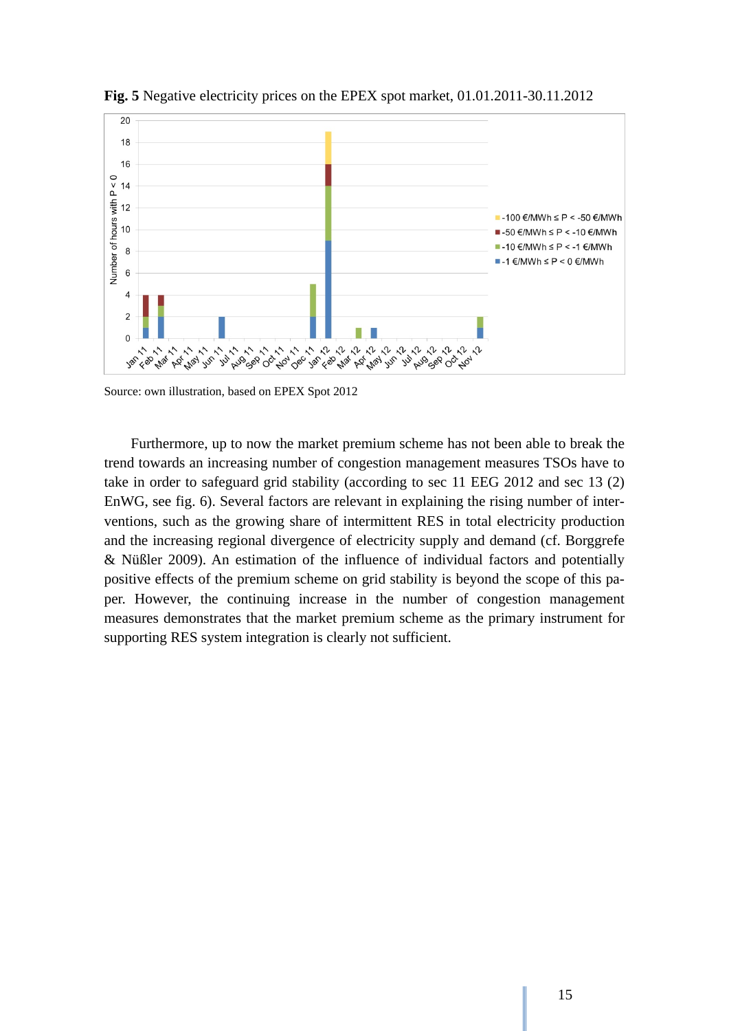**Fig. 5** Negative electricity prices on the EPEX spot market, 01.01.2011-30.11.2012

Source: own illustration, based on EPEX Spot 2012

Furthermore, up to now the market premium scheme has not been able to break the trend towards an increasing number of congestion management measures TSOs have to take in order to safeguard grid stability (according to sec 11 EEG 2012 and sec 13 (2) EnWG, see fig. 6). Several factors are relevant in explaining the rising number of interventions, such as the growing share of intermittent RES in total electricity production and the increasing regional divergence of electricity supply and demand (cf. Borggrefe & Nüßler 2009). An estimation of the influence of individual factors and potentially positive effects of the premium scheme on grid stability is beyond the scope of this paper. However, the continuing increase in the number of congestion management measures demonstrates that the market premium scheme as the primary instrument for supporting RES system integration is clearly not sufficient.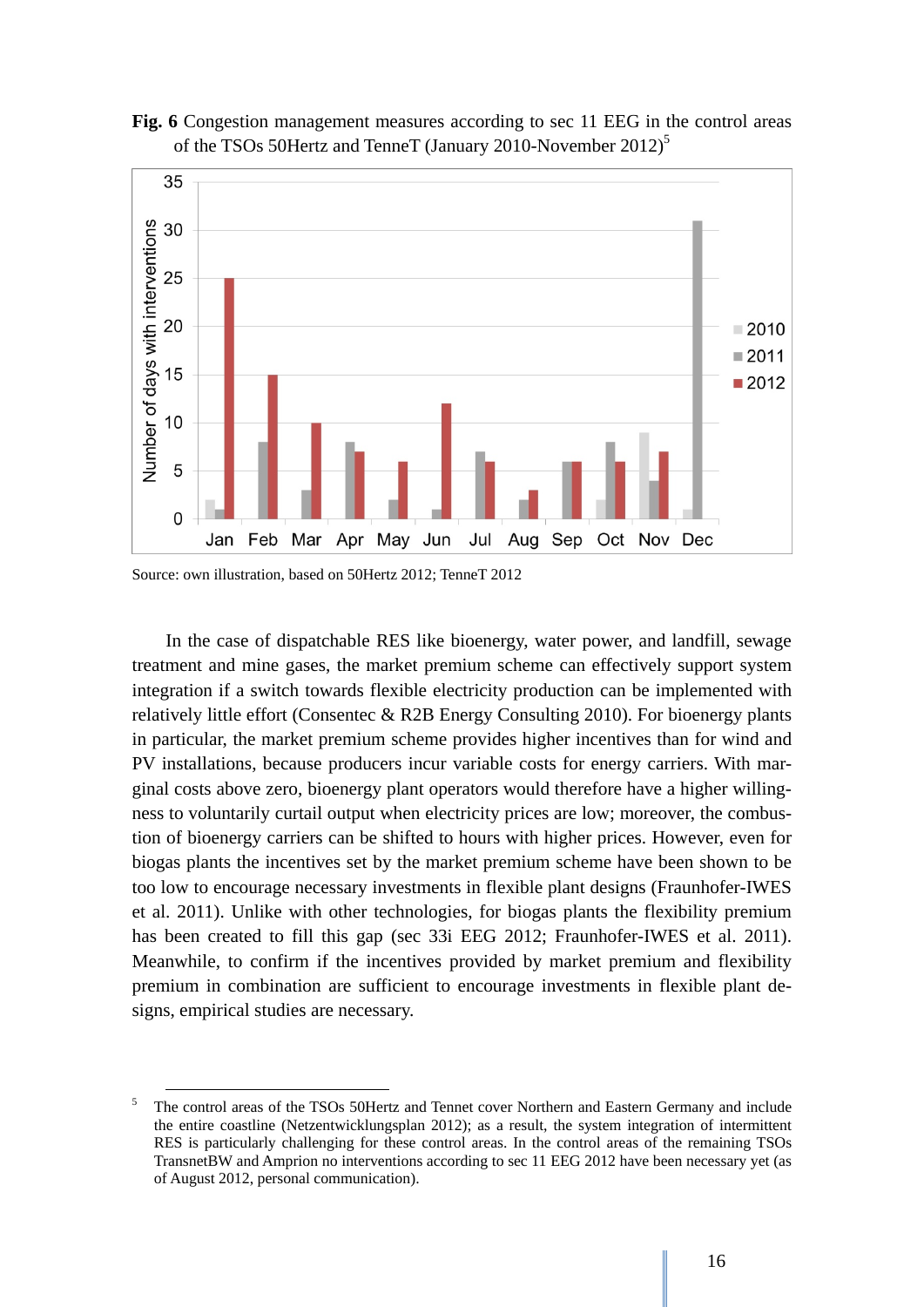**Fig. 6** Congestion management measures according to sec 11 EEG in the control areas of the TSOs 50Hertz and TenneT (January 2010-November 2012)[5]

Source: own illustration, based on 50Hertz 2012; TenneT 2012

In the case of dispatchable RES like bioenergy, water power, and landfill, sewage treatment and mine gases, the market premium scheme can effectively support system integration if a switch towards flexible electricity production can be implemented with relatively little effort (Consentec & R2B Energy Consulting 2010). For bioenergy plants in particular, the market premium scheme provides higher incentives than for wind and PV installations, because producers incur variable costs for energy carriers. With marginal costs above zero, bioenergy plant operators would therefore have a higher willingness to voluntarily curtail output when electricity prices are low; moreover, the combustion of bioenergy carriers can be shifted to hours with higher prices. However, even for biogas plants the incentives set by the market premium scheme have been shown to be too low to encourage necessary investments in flexible plant designs (Fraunhofer-IWES et al. 2011). Unlike with other technologies, for biogas plants the flexibility premium has been created to fill this gap (sec 33i EEG 2012; Fraunhofer-IWES et al. 2011). Meanwhile, to confirm if the incentives provided by market premium and flexibility premium in combination are sufficient to encourage investments in flexible plant designs, empirical studies are necessary.

---

[5] The control areas of the TSOs 50Hertz and Tennet cover Northern and Eastern Germany and include the entire coastline (Netzentwicklungsplan 2012); as a result, the system integration of intermittent RES is particularly challenging for these control areas. In the control areas of the remaining TSOs TransnetBW and Amprion no interventions according to sec 11 EEG 2012 have been necessary yet (as of August 2012, personal communication).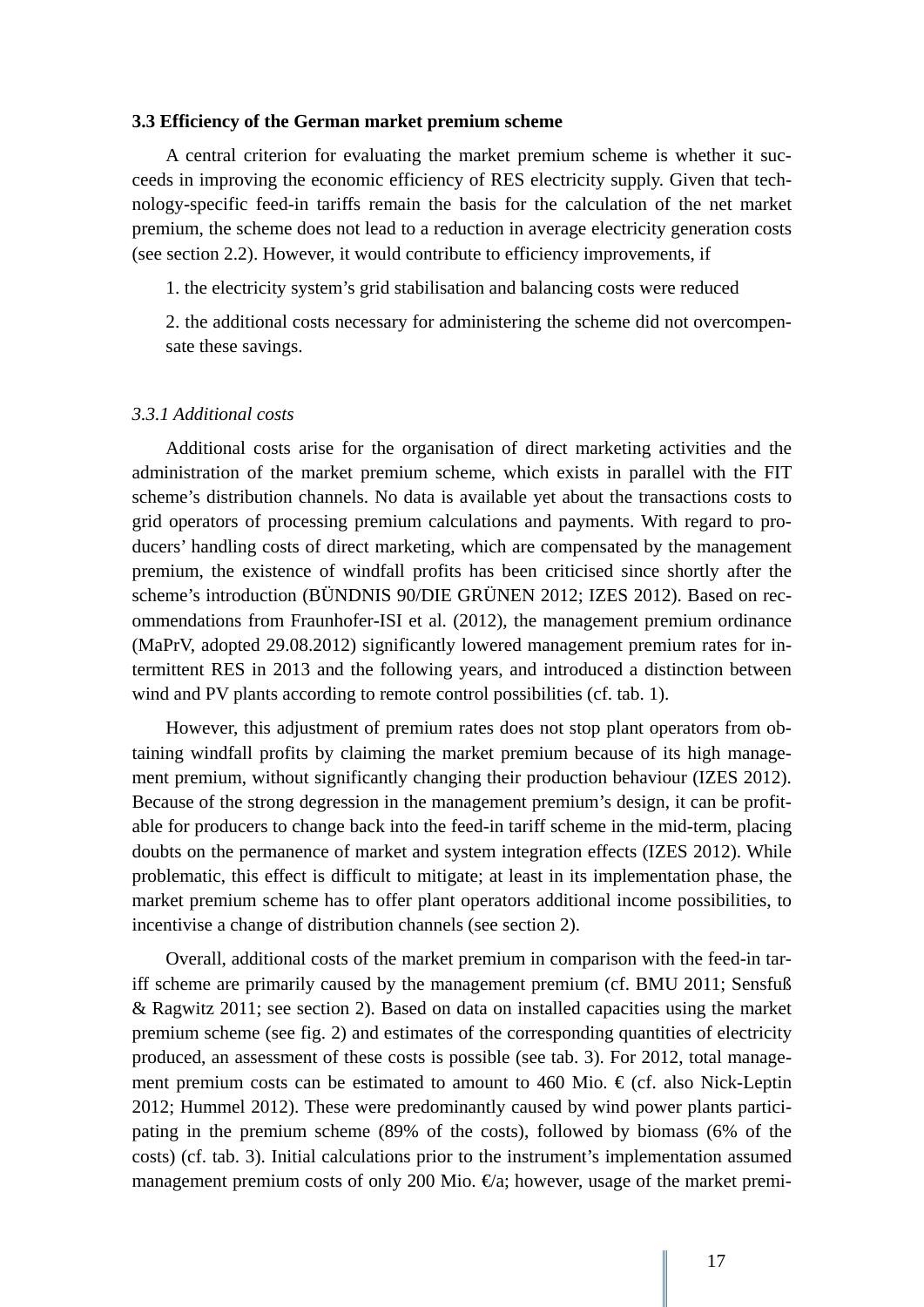### 3.3 Efficiency of the German market premium scheme

A central criterion for evaluating the market premium scheme is whether it succeeds in improving the economic efficiency of RES electricity supply. Given that technology-specific feed-in tariffs remain the basis for the calculation of the net market premium, the scheme does not lead to a reduction in average electricity generation costs (see section 2.2). However, it would contribute to efficiency improvements, if

1. the electricity system's grid stabilisation and balancing costs were reduced

2. the additional costs necessary for administering the scheme did not overcompensate these savings.

#### *3.3.1 Additional costs*

Additional costs arise for the organisation of direct marketing activities and the administration of the market premium scheme, which exists in parallel with the FIT scheme's distribution channels. No data is available yet about the transactions costs to grid operators of processing premium calculations and payments. With regard to producers' handling costs of direct marketing, which are compensated by the management premium, the existence of windfall profits has been criticised since shortly after the scheme's introduction (BÜNDNIS 90/DIE GRÜNEN 2012; IZES 2012). Based on recommendations from Fraunhofer-ISI et al. (2012), the management premium ordinance (MaPrV, adopted 29.08.2012) significantly lowered management premium rates for intermittent RES in 2013 and the following years, and introduced a distinction between wind and PV plants according to remote control possibilities (cf. tab. 1).

However, this adjustment of premium rates does not stop plant operators from obtaining windfall profits by claiming the market premium because of its high management premium, without significantly changing their production behaviour (IZES 2012). Because of the strong degression in the management premium's design, it can be profitable for producers to change back into the feed-in tariff scheme in the mid-term, placing doubts on the permanence of market and system integration effects (IZES 2012). While problematic, this effect is difficult to mitigate; at least in its implementation phase, the market premium scheme has to offer plant operators additional income possibilities, to incentivise a change of distribution channels (see section 2).

Overall, additional costs of the market premium in comparison with the feed-in tariff scheme are primarily caused by the management premium (cf. BMU 2011; Sensfuß & Ragwitz 2011; see section 2). Based on data on installed capacities using the market premium scheme (see fig. 2) and estimates of the corresponding quantities of electricity produced, an assessment of these costs is possible (see tab. 3). For 2012, total management premium costs can be estimated to amount to 460 Mio. € (cf. also Nick-Leptin 2012; Hummel 2012). These were predominantly caused by wind power plants participating in the premium scheme (89% of the costs), followed by biomass (6% of the costs) (cf. tab. 3). Initial calculations prior to the instrument's implementation assumed management premium costs of only 200 Mio. €/a; however, usage of the market premi-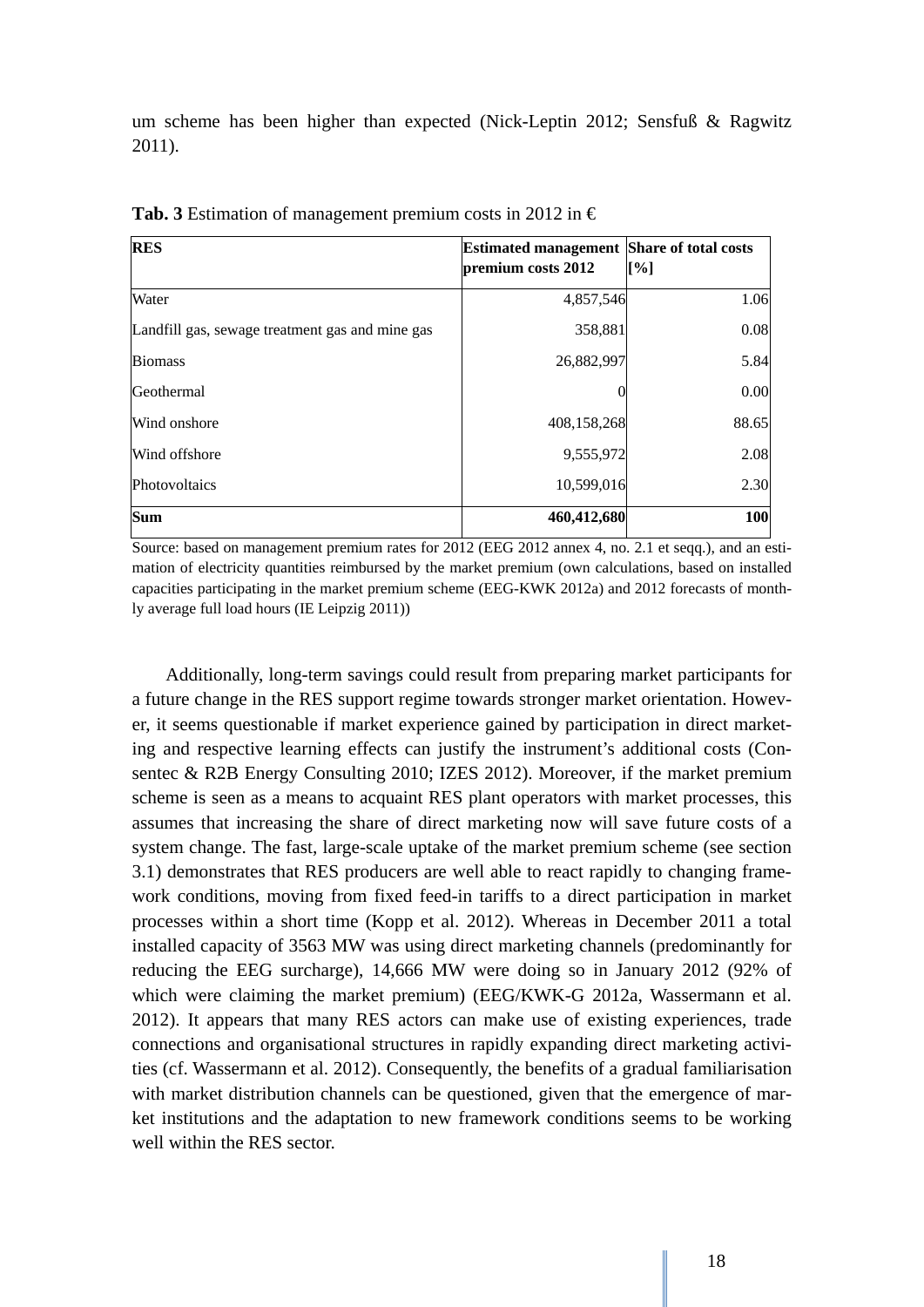um scheme has been higher than expected (Nick-Leptin 2012; Sensfuß & Ragwitz 2011).

**Tab. 3** Estimation of management premium costs in 2012 in €

| RES | Estimated management premium costs 2012 | Share of total costs [%] |
|---|---|---|
| Water | 4,857,546 | 1.06 |
| Landfill gas, sewage treatment gas and mine gas | 358,881 | 0.08 |
| Biomass | 26,882,997 | 5.84 |
| Geothermal | 0 | 0.00 |
| Wind onshore | 408,158,268 | 88.65 |
| Wind offshore | 9,555,972 | 2.08 |
| Photovoltaics | 10,599,016 | 2.30 |
| **Sum** | **460,412,680** | **100** |

Source: based on management premium rates for 2012 (EEG 2012 annex 4, no. 2.1 et seqq.), and an estimation of electricity quantities reimbursed by the market premium (own calculations, based on installed capacities participating in the market premium scheme (EEG-KWK 2012a) and 2012 forecasts of monthly average full load hours (IE Leipzig 2011))

Additionally, long-term savings could result from preparing market participants for a future change in the RES support regime towards stronger market orientation. However, it seems questionable if market experience gained by participation in direct marketing and respective learning effects can justify the instrument's additional costs (Consentec & R2B Energy Consulting 2010; IZES 2012). Moreover, if the market premium scheme is seen as a means to acquaint RES plant operators with market processes, this assumes that increasing the share of direct marketing now will save future costs of a system change. The fast, large-scale uptake of the market premium scheme (see section 3.1) demonstrates that RES producers are well able to react rapidly to changing framework conditions, moving from fixed feed-in tariffs to a direct participation in market processes within a short time (Kopp et al. 2012). Whereas in December 2011 a total installed capacity of 3563 MW was using direct marketing channels (predominantly for reducing the EEG surcharge), 14,666 MW were doing so in January 2012 (92% of which were claiming the market premium) (EEG/KWK-G 2012a, Wassermann et al. 2012). It appears that many RES actors can make use of existing experiences, trade connections and organisational structures in rapidly expanding direct marketing activities (cf. Wassermann et al. 2012). Consequently, the benefits of a gradual familiarisation with market distribution channels can be questioned, given that the emergence of market institutions and the adaptation to new framework conditions seems to be working well within the RES sector.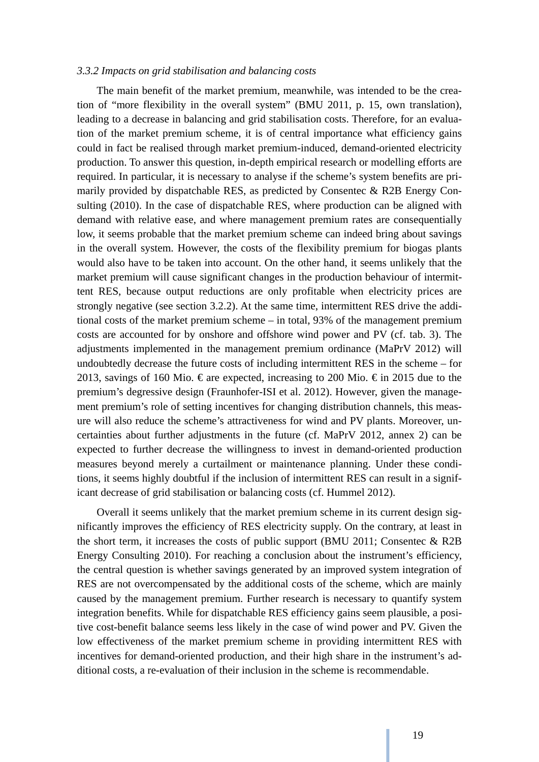*3.3.2 Impacts on grid stabilisation and balancing costs*

The main benefit of the market premium, meanwhile, was intended to be the creation of "more flexibility in the overall system" (BMU 2011, p. 15, own translation), leading to a decrease in balancing and grid stabilisation costs. Therefore, for an evaluation of the market premium scheme, it is of central importance what efficiency gains could in fact be realised through market premium-induced, demand-oriented electricity production. To answer this question, in-depth empirical research or modelling efforts are required. In particular, it is necessary to analyse if the scheme's system benefits are primarily provided by dispatchable RES, as predicted by Consentec & R2B Energy Consulting (2010). In the case of dispatchable RES, where production can be aligned with demand with relative ease, and where management premium rates are consequentially low, it seems probable that the market premium scheme can indeed bring about savings in the overall system. However, the costs of the flexibility premium for biogas plants would also have to be taken into account. On the other hand, it seems unlikely that the market premium will cause significant changes in the production behaviour of intermittent RES, because output reductions are only profitable when electricity prices are strongly negative (see section 3.2.2). At the same time, intermittent RES drive the additional costs of the market premium scheme – in total, 93% of the management premium costs are accounted for by onshore and offshore wind power and PV (cf. tab. 3). The adjustments implemented in the management premium ordinance (MaPrV 2012) will undoubtedly decrease the future costs of including intermittent RES in the scheme – for 2013, savings of 160 Mio. € are expected, increasing to 200 Mio. € in 2015 due to the premium's degressive design (Fraunhofer-ISI et al. 2012). However, given the management premium's role of setting incentives for changing distribution channels, this measure will also reduce the scheme's attractiveness for wind and PV plants. Moreover, uncertainties about further adjustments in the future (cf. MaPrV 2012, annex 2) can be expected to further decrease the willingness to invest in demand-oriented production measures beyond merely a curtailment or maintenance planning. Under these conditions, it seems highly doubtful if the inclusion of intermittent RES can result in a significant decrease of grid stabilisation or balancing costs (cf. Hummel 2012).

Overall it seems unlikely that the market premium scheme in its current design significantly improves the efficiency of RES electricity supply. On the contrary, at least in the short term, it increases the costs of public support (BMU 2011; Consentec & R2B Energy Consulting 2010). For reaching a conclusion about the instrument's efficiency, the central question is whether savings generated by an improved system integration of RES are not overcompensated by the additional costs of the scheme, which are mainly caused by the management premium. Further research is necessary to quantify system integration benefits. While for dispatchable RES efficiency gains seem plausible, a positive cost-benefit balance seems less likely in the case of wind power and PV. Given the low effectiveness of the market premium scheme in providing intermittent RES with incentives for demand-oriented production, and their high share in the instrument's additional costs, a re-evaluation of their inclusion in the scheme is recommendable.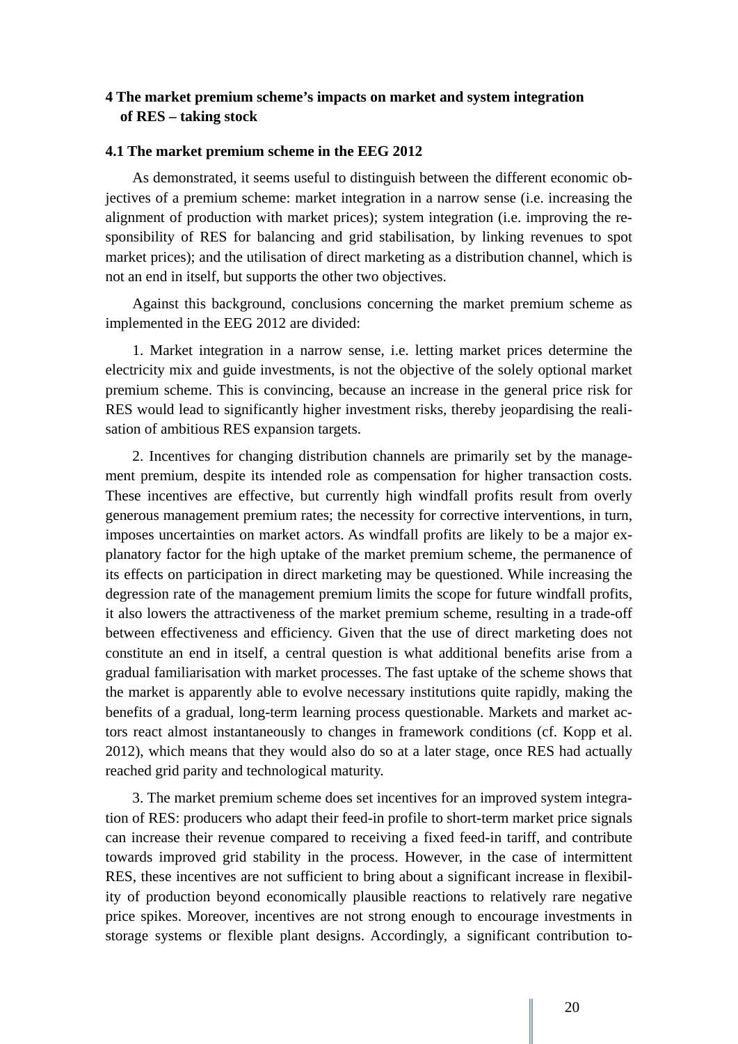## 4 The market premium scheme's impacts on market and system integration of RES – taking stock

### 4.1 The market premium scheme in the EEG 2012

As demonstrated, it seems useful to distinguish between the different economic objectives of a premium scheme: market integration in a narrow sense (i.e. increasing the alignment of production with market prices); system integration (i.e. improving the responsibility of RES for balancing and grid stabilisation, by linking revenues to spot market prices); and the utilisation of direct marketing as a distribution channel, which is not an end in itself, but supports the other two objectives.

Against this background, conclusions concerning the market premium scheme as implemented in the EEG 2012 are divided:

1. Market integration in a narrow sense, i.e. letting market prices determine the electricity mix and guide investments, is not the objective of the solely optional market premium scheme. This is convincing, because an increase in the general price risk for RES would lead to significantly higher investment risks, thereby jeopardising the realisation of ambitious RES expansion targets.

2. Incentives for changing distribution channels are primarily set by the management premium, despite its intended role as compensation for higher transaction costs. These incentives are effective, but currently high windfall profits result from overly generous management premium rates; the necessity for corrective interventions, in turn, imposes uncertainties on market actors. As windfall profits are likely to be a major explanatory factor for the high uptake of the market premium scheme, the permanence of its effects on participation in direct marketing may be questioned. While increasing the degression rate of the management premium limits the scope for future windfall profits, it also lowers the attractiveness of the market premium scheme, resulting in a trade-off between effectiveness and efficiency. Given that the use of direct marketing does not constitute an end in itself, a central question is what additional benefits arise from a gradual familiarisation with market processes. The fast uptake of the scheme shows that the market is apparently able to evolve necessary institutions quite rapidly, making the benefits of a gradual, long-term learning process questionable. Markets and market actors react almost instantaneously to changes in framework conditions (cf. Kopp et al. 2012), which means that they would also do so at a later stage, once RES had actually reached grid parity and technological maturity.

3. The market premium scheme does set incentives for an improved system integration of RES: producers who adapt their feed-in profile to short-term market price signals can increase their revenue compared to receiving a fixed feed-in tariff, and contribute towards improved grid stability in the process. However, in the case of intermittent RES, these incentives are not sufficient to bring about a significant increase in flexibility of production beyond economically plausible reactions to relatively rare negative price spikes. Moreover, incentives are not strong enough to encourage investments in storage systems or flexible plant designs. Accordingly, a significant contribution to-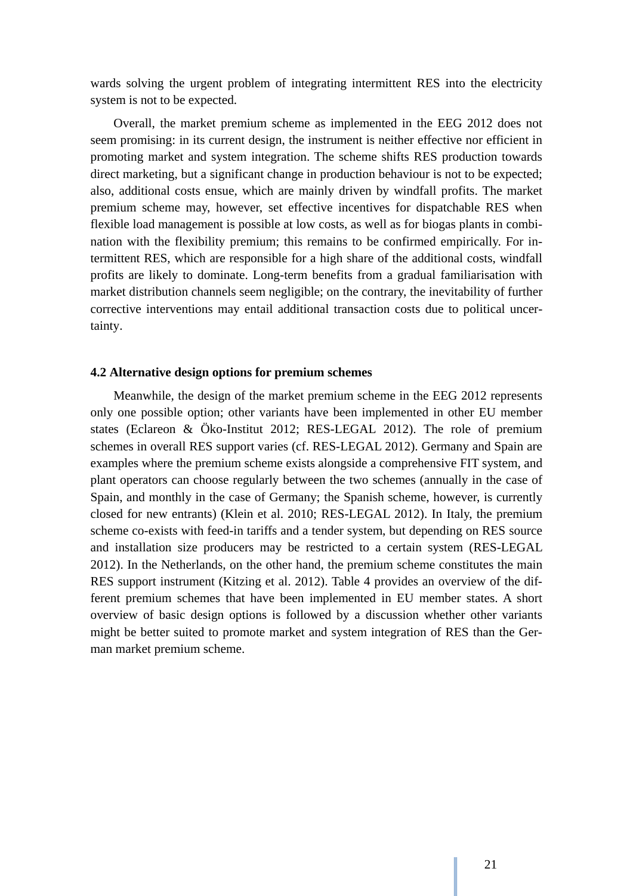wards solving the urgent problem of integrating intermittent RES into the electricity system is not to be expected.

Overall, the market premium scheme as implemented in the EEG 2012 does not seem promising: in its current design, the instrument is neither effective nor efficient in promoting market and system integration. The scheme shifts RES production towards direct marketing, but a significant change in production behaviour is not to be expected; also, additional costs ensue, which are mainly driven by windfall profits. The market premium scheme may, however, set effective incentives for dispatchable RES when flexible load management is possible at low costs, as well as for biogas plants in combination with the flexibility premium; this remains to be confirmed empirically. For intermittent RES, which are responsible for a high share of the additional costs, windfall profits are likely to dominate. Long-term benefits from a gradual familiarisation with market distribution channels seem negligible; on the contrary, the inevitability of further corrective interventions may entail additional transaction costs due to political uncertainty.

### 4.2 Alternative design options for premium schemes

Meanwhile, the design of the market premium scheme in the EEG 2012 represents only one possible option; other variants have been implemented in other EU member states (Eclareon & Öko-Institut 2012; RES-LEGAL 2012). The role of premium schemes in overall RES support varies (cf. RES-LEGAL 2012). Germany and Spain are examples where the premium scheme exists alongside a comprehensive FIT system, and plant operators can choose regularly between the two schemes (annually in the case of Spain, and monthly in the case of Germany; the Spanish scheme, however, is currently closed for new entrants) (Klein et al. 2010; RES-LEGAL 2012). In Italy, the premium scheme co-exists with feed-in tariffs and a tender system, but depending on RES source and installation size producers may be restricted to a certain system (RES-LEGAL 2012). In the Netherlands, on the other hand, the premium scheme constitutes the main RES support instrument (Kitzing et al. 2012). Table 4 provides an overview of the different premium schemes that have been implemented in EU member states. A short overview of basic design options is followed by a discussion whether other variants might be better suited to promote market and system integration of RES than the German market premium scheme.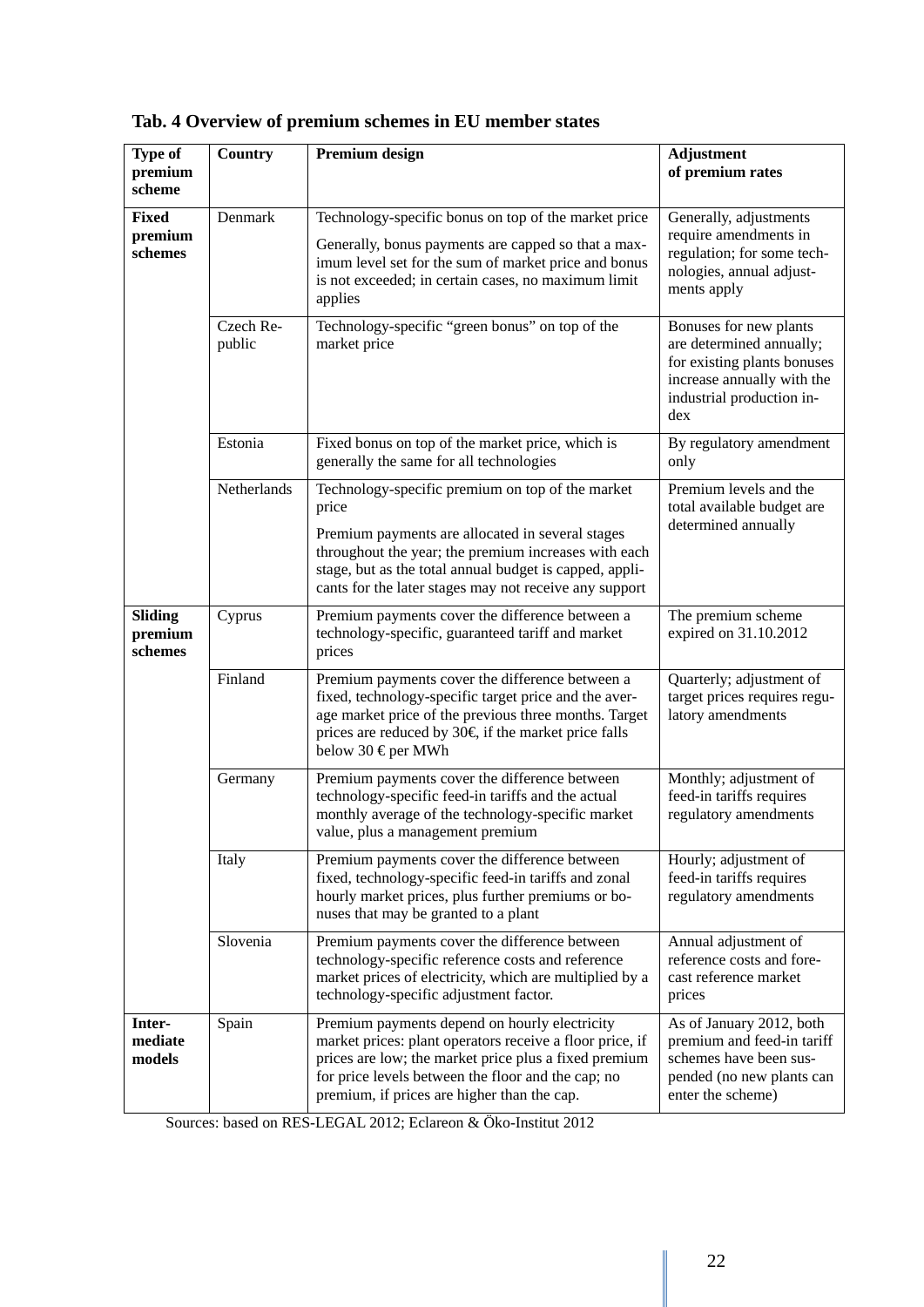**Tab. 4 Overview of premium schemes in EU member states**

| Type of premium scheme | Country | Premium design | Adjustment of premium rates |
|---|---|---|---|
| **Fixed premium schemes** | Denmark | Technology-specific bonus on top of the market price<br><br>Generally, bonus payments are capped so that a maximum level set for the sum of market price and bonus is not exceeded; in certain cases, no maximum limit applies | Generally, adjustments require amendments in regulation; for some technologies, annual adjustments apply |
| | Czech Republic | Technology-specific "green bonus" on top of the market price | Bonuses for new plants are determined annually; for existing plants bonuses increase annually with the industrial production index |
| | Estonia | Fixed bonus on top of the market price, which is generally the same for all technologies | By regulatory amendment only |
| | Netherlands | Technology-specific premium on top of the market price<br><br>Premium payments are allocated in several stages throughout the year; the premium increases with each stage, but as the total annual budget is capped, applicants for the later stages may not receive any support | Premium levels and the total available budget are determined annually |
| **Sliding premium schemes** | Cyprus | Premium payments cover the difference between a technology-specific, guaranteed tariff and market prices | The premium scheme expired on 31.10.2012 |
| | Finland | Premium payments cover the difference between a fixed, technology-specific target price and the average market price of the previous three months. Target prices are reduced by 30€, if the market price falls below 30 € per MWh | Quarterly; adjustment of target prices requires regulatory amendments |
| | Germany | Premium payments cover the difference between technology-specific feed-in tariffs and the actual monthly average of the technology-specific market value, plus a management premium | Monthly; adjustment of feed-in tariffs requires regulatory amendments |
| | Italy | Premium payments cover the difference between fixed, technology-specific feed-in tariffs and zonal hourly market prices, plus further premiums or bonuses that may be granted to a plant | Hourly; adjustment of feed-in tariffs requires regulatory amendments |
| | Slovenia | Premium payments cover the difference between technology-specific reference costs and reference market prices of electricity, which are multiplied by a technology-specific adjustment factor. | Annual adjustment of reference costs and forecast reference market prices |
| **Intermediate models** | Spain | Premium payments depend on hourly electricity market prices: plant operators receive a floor price, if prices are low; the market price plus a fixed premium for price levels between the floor and the cap; no premium, if prices are higher than the cap. | As of January 2012, both premium and feed-in tariff schemes have been suspended (no new plants can enter the scheme) |

Sources: based on RES-LEGAL 2012; Eclareon & Öko-Institut 2012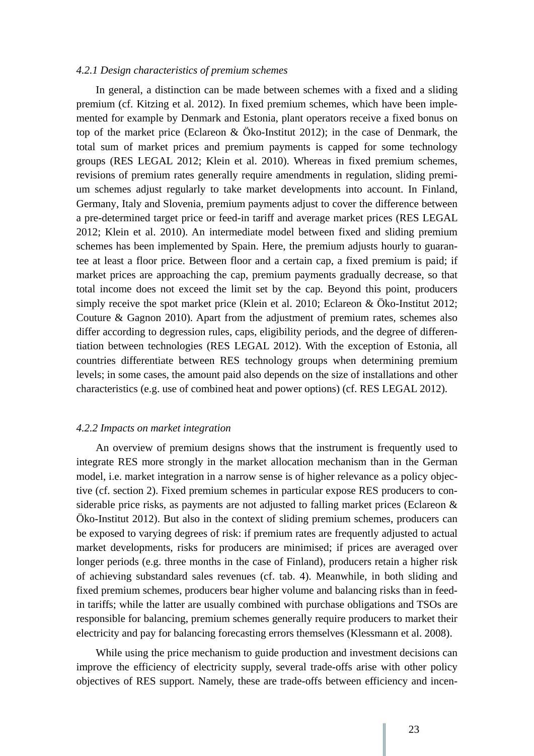### *4.2.1 Design characteristics of premium schemes*

In general, a distinction can be made between schemes with a fixed and a sliding premium (cf. Kitzing et al. 2012). In fixed premium schemes, which have been implemented for example by Denmark and Estonia, plant operators receive a fixed bonus on top of the market price (Eclareon & Öko-Institut 2012); in the case of Denmark, the total sum of market prices and premium payments is capped for some technology groups (RES LEGAL 2012; Klein et al. 2010). Whereas in fixed premium schemes, revisions of premium rates generally require amendments in regulation, sliding premium schemes adjust regularly to take market developments into account. In Finland, Germany, Italy and Slovenia, premium payments adjust to cover the difference between a pre-determined target price or feed-in tariff and average market prices (RES LEGAL 2012; Klein et al. 2010). An intermediate model between fixed and sliding premium schemes has been implemented by Spain. Here, the premium adjusts hourly to guarantee at least a floor price. Between floor and a certain cap, a fixed premium is paid; if market prices are approaching the cap, premium payments gradually decrease, so that total income does not exceed the limit set by the cap. Beyond this point, producers simply receive the spot market price (Klein et al. 2010; Eclareon & Öko-Institut 2012; Couture & Gagnon 2010). Apart from the adjustment of premium rates, schemes also differ according to degression rules, caps, eligibility periods, and the degree of differentiation between technologies (RES LEGAL 2012). With the exception of Estonia, all countries differentiate between RES technology groups when determining premium levels; in some cases, the amount paid also depends on the size of installations and other characteristics (e.g. use of combined heat and power options) (cf. RES LEGAL 2012).

### *4.2.2 Impacts on market integration*

An overview of premium designs shows that the instrument is frequently used to integrate RES more strongly in the market allocation mechanism than in the German model, i.e. market integration in a narrow sense is of higher relevance as a policy objective (cf. section 2). Fixed premium schemes in particular expose RES producers to considerable price risks, as payments are not adjusted to falling market prices (Eclareon & Öko-Institut 2012). But also in the context of sliding premium schemes, producers can be exposed to varying degrees of risk: if premium rates are frequently adjusted to actual market developments, risks for producers are minimised; if prices are averaged over longer periods (e.g. three months in the case of Finland), producers retain a higher risk of achieving substandard sales revenues (cf. tab. 4). Meanwhile, in both sliding and fixed premium schemes, producers bear higher volume and balancing risks than in feed-in tariffs; while the latter are usually combined with purchase obligations and TSOs are responsible for balancing, premium schemes generally require producers to market their electricity and pay for balancing forecasting errors themselves (Klessmann et al. 2008).

While using the price mechanism to guide production and investment decisions can improve the efficiency of electricity supply, several trade-offs arise with other policy objectives of RES support. Namely, these are trade-offs between efficiency and incen-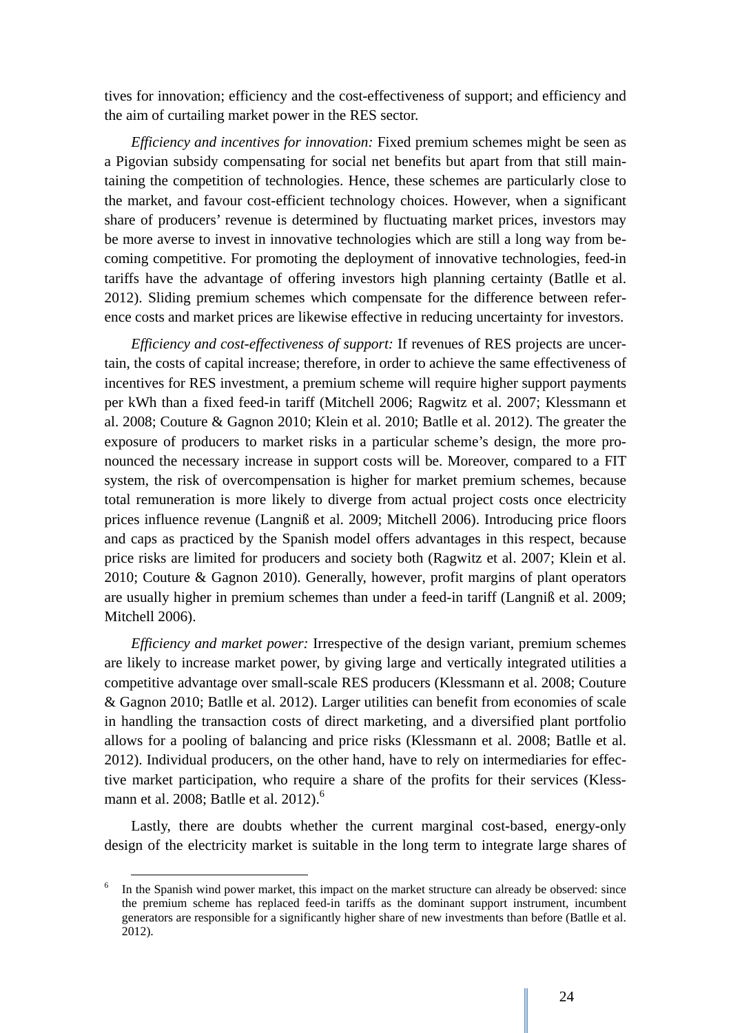tives for innovation; efficiency and the cost-effectiveness of support; and efficiency and the aim of curtailing market power in the RES sector.

*Efficiency and incentives for innovation:* Fixed premium schemes might be seen as a Pigovian subsidy compensating for social net benefits but apart from that still maintaining the competition of technologies. Hence, these schemes are particularly close to the market, and favour cost-efficient technology choices. However, when a significant share of producers' revenue is determined by fluctuating market prices, investors may be more averse to invest in innovative technologies which are still a long way from becoming competitive. For promoting the deployment of innovative technologies, feed-in tariffs have the advantage of offering investors high planning certainty (Batlle et al. 2012). Sliding premium schemes which compensate for the difference between reference costs and market prices are likewise effective in reducing uncertainty for investors.

*Efficiency and cost-effectiveness of support:* If revenues of RES projects are uncertain, the costs of capital increase; therefore, in order to achieve the same effectiveness of incentives for RES investment, a premium scheme will require higher support payments per kWh than a fixed feed-in tariff (Mitchell 2006; Ragwitz et al. 2007; Klessmann et al. 2008; Couture & Gagnon 2010; Klein et al. 2010; Batlle et al. 2012). The greater the exposure of producers to market risks in a particular scheme's design, the more pronounced the necessary increase in support costs will be. Moreover, compared to a FIT system, the risk of overcompensation is higher for market premium schemes, because total remuneration is more likely to diverge from actual project costs once electricity prices influence revenue (Langniß et al. 2009; Mitchell 2006). Introducing price floors and caps as practiced by the Spanish model offers advantages in this respect, because price risks are limited for producers and society both (Ragwitz et al. 2007; Klein et al. 2010; Couture & Gagnon 2010). Generally, however, profit margins of plant operators are usually higher in premium schemes than under a feed-in tariff (Langniß et al. 2009; Mitchell 2006).

*Efficiency and market power:* Irrespective of the design variant, premium schemes are likely to increase market power, by giving large and vertically integrated utilities a competitive advantage over small-scale RES producers (Klessmann et al. 2008; Couture & Gagnon 2010; Batlle et al. 2012). Larger utilities can benefit from economies of scale in handling the transaction costs of direct marketing, and a diversified plant portfolio allows for a pooling of balancing and price risks (Klessmann et al. 2008; Batlle et al. 2012). Individual producers, on the other hand, have to rely on intermediaries for effective market participation, who require a share of the profits for their services (Klessmann et al. 2008; Batlle et al. 2012).[6]

Lastly, there are doubts whether the current marginal cost-based, energy-only design of the electricity market is suitable in the long term to integrate large shares of

[6] In the Spanish wind power market, this impact on the market structure can already be observed: since the premium scheme has replaced feed-in tariffs as the dominant support instrument, incumbent generators are responsible for a significantly higher share of new investments than before (Batlle et al. 2012).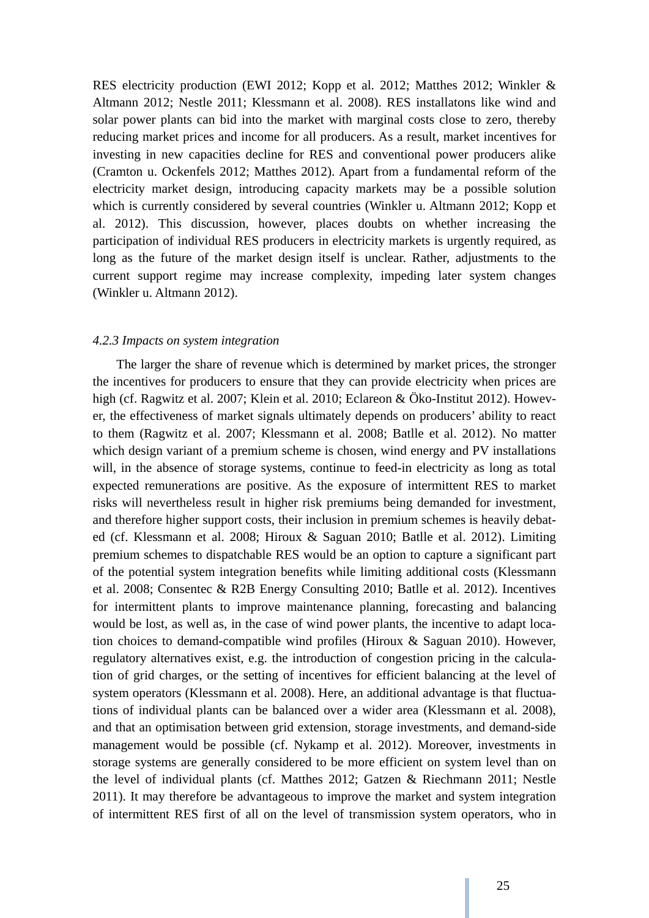RES electricity production (EWI 2012; Kopp et al. 2012; Matthes 2012; Winkler & Altmann 2012; Nestle 2011; Klessmann et al. 2008). RES installatons like wind and solar power plants can bid into the market with marginal costs close to zero, thereby reducing market prices and income for all producers. As a result, market incentives for investing in new capacities decline for RES and conventional power producers alike (Cramton u. Ockenfels 2012; Matthes 2012). Apart from a fundamental reform of the electricity market design, introducing capacity markets may be a possible solution which is currently considered by several countries (Winkler u. Altmann 2012; Kopp et al. 2012). This discussion, however, places doubts on whether increasing the participation of individual RES producers in electricity markets is urgently required, as long as the future of the market design itself is unclear. Rather, adjustments to the current support regime may increase complexity, impeding later system changes (Winkler u. Altmann 2012).

*4.2.3 Impacts on system integration*

The larger the share of revenue which is determined by market prices, the stronger the incentives for producers to ensure that they can provide electricity when prices are high (cf. Ragwitz et al. 2007; Klein et al. 2010; Eclareon & Öko-Institut 2012). However, the effectiveness of market signals ultimately depends on producers' ability to react to them (Ragwitz et al. 2007; Klessmann et al. 2008; Batlle et al. 2012). No matter which design variant of a premium scheme is chosen, wind energy and PV installations will, in the absence of storage systems, continue to feed-in electricity as long as total expected remunerations are positive. As the exposure of intermittent RES to market risks will nevertheless result in higher risk premiums being demanded for investment, and therefore higher support costs, their inclusion in premium schemes is heavily debated (cf. Klessmann et al. 2008; Hiroux & Saguan 2010; Batlle et al. 2012). Limiting premium schemes to dispatchable RES would be an option to capture a significant part of the potential system integration benefits while limiting additional costs (Klessmann et al. 2008; Consentec & R2B Energy Consulting 2010; Batlle et al. 2012). Incentives for intermittent plants to improve maintenance planning, forecasting and balancing would be lost, as well as, in the case of wind power plants, the incentive to adapt location choices to demand-compatible wind profiles (Hiroux & Saguan 2010). However, regulatory alternatives exist, e.g. the introduction of congestion pricing in the calculation of grid charges, or the setting of incentives for efficient balancing at the level of system operators (Klessmann et al. 2008). Here, an additional advantage is that fluctuations of individual plants can be balanced over a wider area (Klessmann et al. 2008), and that an optimisation between grid extension, storage investments, and demand-side management would be possible (cf. Nykamp et al. 2012). Moreover, investments in storage systems are generally considered to be more efficient on system level than on the level of individual plants (cf. Matthes 2012; Gatzen & Riechmann 2011; Nestle 2011). It may therefore be advantageous to improve the market and system integration of intermittent RES first of all on the level of transmission system operators, who in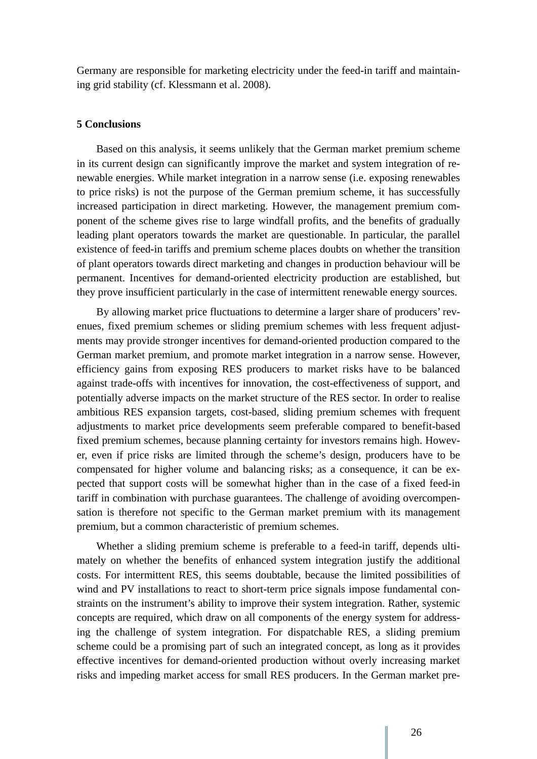Germany are responsible for marketing electricity under the feed-in tariff and maintaining grid stability (cf. Klessmann et al. 2008).

## 5 Conclusions

Based on this analysis, it seems unlikely that the German market premium scheme in its current design can significantly improve the market and system integration of renewable energies. While market integration in a narrow sense (i.e. exposing renewables to price risks) is not the purpose of the German premium scheme, it has successfully increased participation in direct marketing. However, the management premium component of the scheme gives rise to large windfall profits, and the benefits of gradually leading plant operators towards the market are questionable. In particular, the parallel existence of feed-in tariffs and premium scheme places doubts on whether the transition of plant operators towards direct marketing and changes in production behaviour will be permanent. Incentives for demand-oriented electricity production are established, but they prove insufficient particularly in the case of intermittent renewable energy sources.

By allowing market price fluctuations to determine a larger share of producers' revenues, fixed premium schemes or sliding premium schemes with less frequent adjustments may provide stronger incentives for demand-oriented production compared to the German market premium, and promote market integration in a narrow sense. However, efficiency gains from exposing RES producers to market risks have to be balanced against trade-offs with incentives for innovation, the cost-effectiveness of support, and potentially adverse impacts on the market structure of the RES sector. In order to realise ambitious RES expansion targets, cost-based, sliding premium schemes with frequent adjustments to market price developments seem preferable compared to benefit-based fixed premium schemes, because planning certainty for investors remains high. However, even if price risks are limited through the scheme's design, producers have to be compensated for higher volume and balancing risks; as a consequence, it can be expected that support costs will be somewhat higher than in the case of a fixed feed-in tariff in combination with purchase guarantees. The challenge of avoiding overcompensation is therefore not specific to the German market premium with its management premium, but a common characteristic of premium schemes.

Whether a sliding premium scheme is preferable to a feed-in tariff, depends ultimately on whether the benefits of enhanced system integration justify the additional costs. For intermittent RES, this seems doubtable, because the limited possibilities of wind and PV installations to react to short-term price signals impose fundamental constraints on the instrument's ability to improve their system integration. Rather, systemic concepts are required, which draw on all components of the energy system for addressing the challenge of system integration. For dispatchable RES, a sliding premium scheme could be a promising part of such an integrated concept, as long as it provides effective incentives for demand-oriented production without overly increasing market risks and impeding market access for small RES producers. In the German market pre-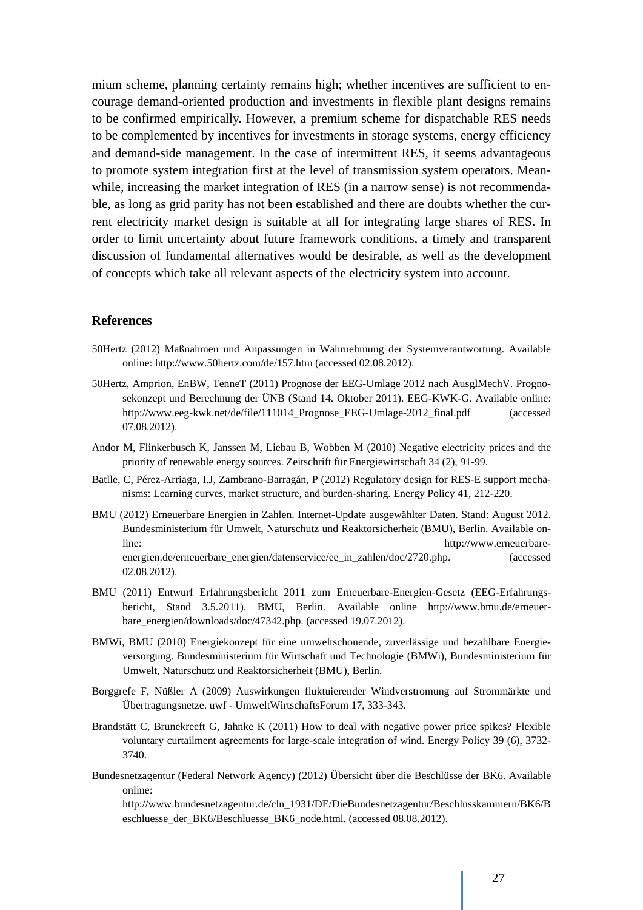mium scheme, planning certainty remains high; whether incentives are sufficient to encourage demand-oriented production and investments in flexible plant designs remains to be confirmed empirically. However, a premium scheme for dispatchable RES needs to be complemented by incentives for investments in storage systems, energy efficiency and demand-side management. In the case of intermittent RES, it seems advantageous to promote system integration first at the level of transmission system operators. Meanwhile, increasing the market integration of RES (in a narrow sense) is not recommendable, as long as grid parity has not been established and there are doubts whether the current electricity market design is suitable at all for integrating large shares of RES. In order to limit uncertainty about future framework conditions, a timely and transparent discussion of fundamental alternatives would be desirable, as well as the development of concepts which take all relevant aspects of the electricity system into account.

## References

50Hertz (2012) Maßnahmen und Anpassungen in Wahrnehmung der Systemverantwortung. Available online: http://www.50hertz.com/de/157.htm (accessed 02.08.2012).

50Hertz, Amprion, EnBW, TenneT (2011) Prognose der EEG-Umlage 2012 nach AusglMechV. Prognosekonzept und Berechnung der ÜNB (Stand 14. Oktober 2011). EEG-KWK-G. Available online: http://www.eeg-kwk.net/de/file/111014_Prognose_EEG-Umlage-2012_final.pdf (accessed 07.08.2012).

Andor M, Flinkerbusch K, Janssen M, Liebau B, Wobben M (2010) Negative electricity prices and the priority of renewable energy sources. Zeitschrift für Energiewirtschaft 34 (2), 91-99.

Batlle, C, Pérez-Arriaga, I.J, Zambrano-Barragán, P (2012) Regulatory design for RES-E support mechanisms: Learning curves, market structure, and burden-sharing. Energy Policy 41, 212-220.

BMU (2012) Erneuerbare Energien in Zahlen. Internet-Update ausgewählter Daten. Stand: August 2012. Bundesministerium für Umwelt, Naturschutz und Reaktorsicherheit (BMU), Berlin. Available online: http://www.erneuerbare-energien.de/erneuerbare_energien/datenservice/ee_in_zahlen/doc/2720.php. (accessed 02.08.2012).

BMU (2011) Entwurf Erfahrungsbericht 2011 zum Erneuerbare-Energien-Gesetz (EEG-Erfahrungsbericht, Stand 3.5.2011). BMU, Berlin. Available online http://www.bmu.de/erneuerbare_energien/downloads/doc/47342.php. (accessed 19.07.2012).

BMWi, BMU (2010) Energiekonzept für eine umweltschonende, zuverlässige und bezahlbare Energieversorgung. Bundesministerium für Wirtschaft und Technologie (BMWi), Bundesministerium für Umwelt, Naturschutz und Reaktorsicherheit (BMU), Berlin.

Borggrefe F, Nüßler A (2009) Auswirkungen fluktuierender Windverstromung auf Strommärkte und Übertragungsnetze. uwf - UmweltWirtschaftsForum 17, 333-343.

Brandstätt C, Brunekreeft G, Jahnke K (2011) How to deal with negative power price spikes? Flexible voluntary curtailment agreements for large-scale integration of wind. Energy Policy 39 (6), 3732-3740.

Bundesnetzagentur (Federal Network Agency) (2012) Übersicht über die Beschlüsse der BK6. Available online: http://www.bundesnetzagentur.de/cln_1931/DE/DieBundesnetzagentur/Beschlusskammern/BK6/Beschluesse_der_BK6/Beschluesse_BK6_node.html. (accessed 08.08.2012).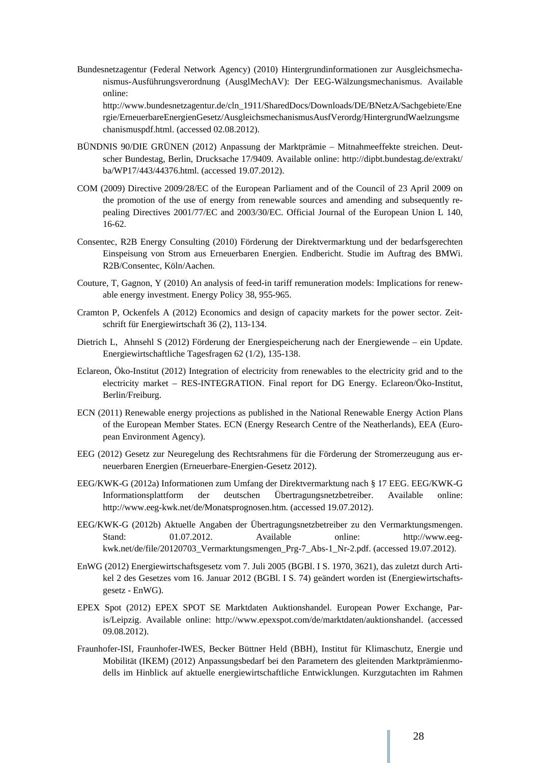Bundesnetzagentur (Federal Network Agency) (2010) Hintergrundinformationen zur Ausgleichsmechanismus-Ausführungsverordnung (AusglMechAV): Der EEG-Wälzungsmechanismus. Available online: http://www.bundesnetzagentur.de/cln_1911/SharedDocs/Downloads/DE/BNetzA/Sachgebiete/Energie/ErneuerbareEnergienGesetz/AusgleichsmechanismusAusfVerordg/HintergrundWaelzungsmechanismuspdf.html. (accessed 02.08.2012).

BÜNDNIS 90/DIE GRÜNEN (2012) Anpassung der Marktprämie – Mitnahmeeffekte streichen. Deutscher Bundestag, Berlin, Drucksache 17/9409. Available online: http://dipbt.bundestag.de/extrakt/ba/WP17/443/44376.html. (accessed 19.07.2012).

COM (2009) Directive 2009/28/EC of the European Parliament and of the Council of 23 April 2009 on the promotion of the use of energy from renewable sources and amending and subsequently repealing Directives 2001/77/EC and 2003/30/EC. Official Journal of the European Union L 140, 16-62.

Consentec, R2B Energy Consulting (2010) Förderung der Direktvermarktung und der bedarfsgerechten Einspeisung von Strom aus Erneuerbaren Energien. Endbericht. Studie im Auftrag des BMWi. R2B/Consentec, Köln/Aachen.

Couture, T, Gagnon, Y (2010) An analysis of feed-in tariff remuneration models: Implications for renewable energy investment. Energy Policy 38, 955-965.

Cramton P, Ockenfels A (2012) Economics and design of capacity markets for the power sector. Zeitschrift für Energiewirtschaft 36 (2), 113-134.

Dietrich L, Ahnsehl S (2012) Förderung der Energiespeicherung nach der Energiewende – ein Update. Energiewirtschaftliche Tagesfragen 62 (1/2), 135-138.

Eclareon, Öko-Institut (2012) Integration of electricity from renewables to the electricity grid and to the electricity market – RES-INTEGRATION. Final report for DG Energy. Eclareon/Öko-Institut, Berlin/Freiburg.

ECN (2011) Renewable energy projections as published in the National Renewable Energy Action Plans of the European Member States. ECN (Energy Research Centre of the Neatherlands), EEA (European Environment Agency).

EEG (2012) Gesetz zur Neuregelung des Rechtsrahmens für die Förderung der Stromerzeugung aus erneuerbaren Energien (Erneuerbare-Energien-Gesetz 2012).

EEG/KWK-G (2012a) Informationen zum Umfang der Direktvermarktung nach § 17 EEG. EEG/KWK-G Informationsplattform der deutschen Übertragungsnetzbetreiber. Available online: http://www.eeg-kwk.net/de/Monatsprognosen.htm. (accessed 19.07.2012).

EEG/KWK-G (2012b) Aktuelle Angaben der Übertragungsnetzbetreiber zu den Vermarktungsmengen. Stand: 01.07.2012. Available online: http://www.eeg-kwk.net/de/file/20120703_Vermarktungsmengen_Prg-7_Abs-1_Nr-2.pdf. (accessed 19.07.2012).

EnWG (2012) Energiewirtschaftsgesetz vom 7. Juli 2005 (BGBl. I S. 1970, 3621), das zuletzt durch Artikel 2 des Gesetzes vom 16. Januar 2012 (BGBl. I S. 74) geändert worden ist (Energiewirtschaftsgesetz - EnWG).

EPEX Spot (2012) EPEX SPOT SE Marktdaten Auktionshandel. European Power Exchange, Paris/Leipzig. Available online: http://www.epexspot.com/de/marktdaten/auktionshandel. (accessed 09.08.2012).

Fraunhofer-ISI, Fraunhofer-IWES, Becker Büttner Held (BBH), Institut für Klimaschutz, Energie und Mobilität (IKEM) (2012) Anpassungsbedarf bei den Parametern des gleitenden Marktprämienmodells im Hinblick auf aktuelle energiewirtschaftliche Entwicklungen. Kurzgutachten im Rahmen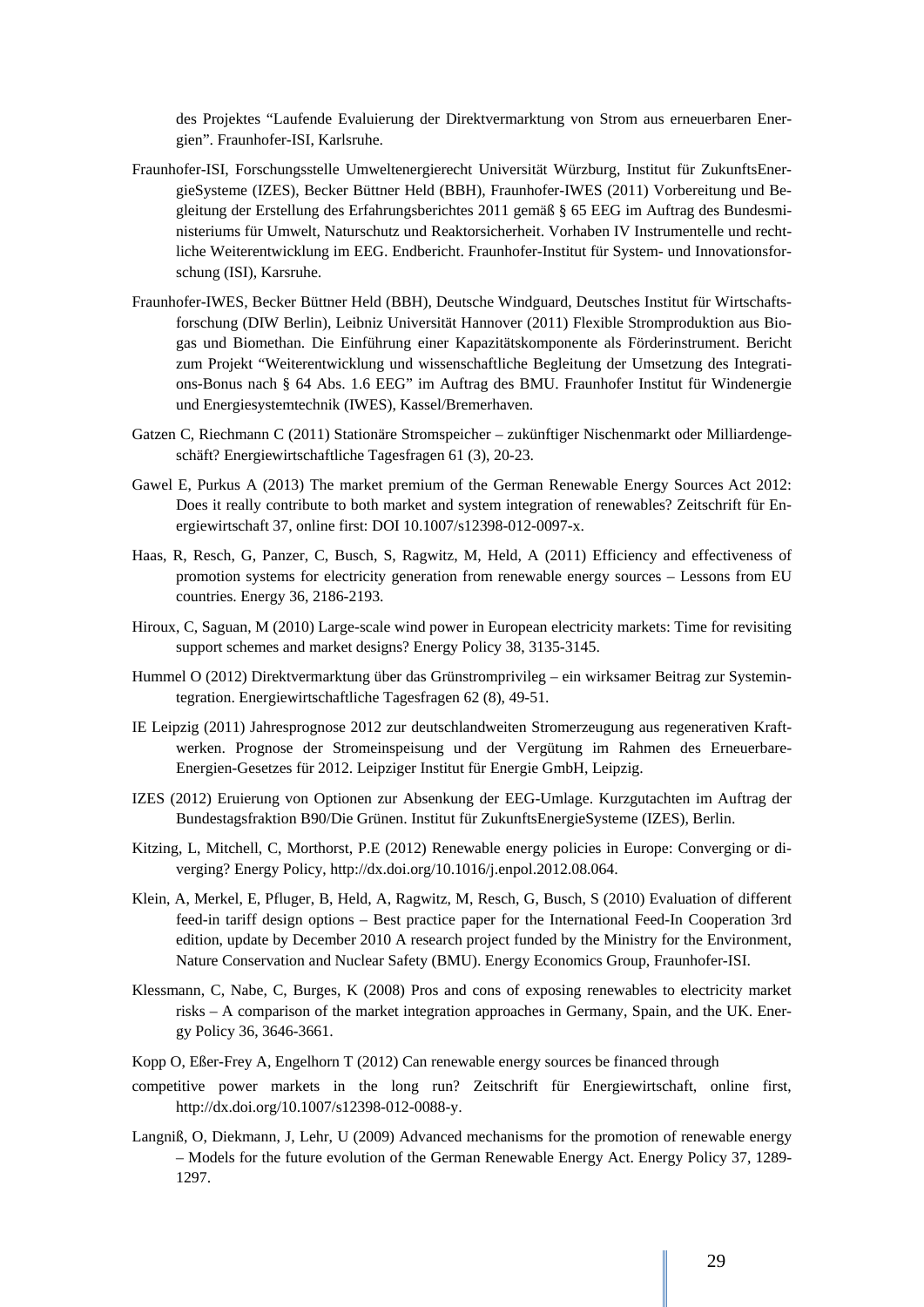des Projektes "Laufende Evaluierung der Direktvermarktung von Strom aus erneuerbaren Energien". Fraunhofer-ISI, Karlsruhe.

Fraunhofer-ISI, Forschungsstelle Umweltenergierecht Universität Würzburg, Institut für ZukunftsEnergieSysteme (IZES), Becker Büttner Held (BBH), Fraunhofer-IWES (2011) Vorbereitung und Begleitung der Erstellung des Erfahrungsberichtes 2011 gemäß § 65 EEG im Auftrag des Bundesministeriums für Umwelt, Naturschutz und Reaktorsicherheit. Vorhaben IV Instrumentelle und rechtliche Weiterentwicklung im EEG. Endbericht. Fraunhofer-Institut für System- und Innovationsforschung (ISI), Karsruhe.

Fraunhofer-IWES, Becker Büttner Held (BBH), Deutsche Windguard, Deutsches Institut für Wirtschaftsforschung (DIW Berlin), Leibniz Universität Hannover (2011) Flexible Stromproduktion aus Biogas und Biomethan. Die Einführung einer Kapazitätskomponente als Förderinstrument. Bericht zum Projekt "Weiterentwicklung und wissenschaftliche Begleitung der Umsetzung des Integrations-Bonus nach § 64 Abs. 1.6 EEG" im Auftrag des BMU. Fraunhofer Institut für Windenergie und Energiesystemtechnik (IWES), Kassel/Bremerhaven.

Gatzen C, Riechmann C (2011) Stationäre Stromspeicher – zukünftiger Nischenmarkt oder Milliardengeschäft? Energiewirtschaftliche Tagesfragen 61 (3), 20-23.

Gawel E, Purkus A (2013) The market premium of the German Renewable Energy Sources Act 2012: Does it really contribute to both market and system integration of renewables? Zeitschrift für Energiewirtschaft 37, online first: DOI 10.1007/s12398-012-0097-x.

Haas, R, Resch, G, Panzer, C, Busch, S, Ragwitz, M, Held, A (2011) Efficiency and effectiveness of promotion systems for electricity generation from renewable energy sources – Lessons from EU countries. Energy 36, 2186-2193.

Hiroux, C, Saguan, M (2010) Large-scale wind power in European electricity markets: Time for revisiting support schemes and market designs? Energy Policy 38, 3135-3145.

Hummel O (2012) Direktvermarktung über das Grünstromprivileg – ein wirksamer Beitrag zur Systemintegration. Energiewirtschaftliche Tagesfragen 62 (8), 49-51.

IE Leipzig (2011) Jahresprognose 2012 zur deutschlandweiten Stromerzeugung aus regenerativen Kraftwerken. Prognose der Stromeinspeisung und der Vergütung im Rahmen des Erneuerbare-Energien-Gesetzes für 2012. Leipziger Institut für Energie GmbH, Leipzig.

IZES (2012) Eruierung von Optionen zur Absenkung der EEG-Umlage. Kurzgutachten im Auftrag der Bundestagsfraktion B90/Die Grünen. Institut für ZukunftsEnergieSysteme (IZES), Berlin.

Kitzing, L, Mitchell, C, Morthorst, P.E (2012) Renewable energy policies in Europe: Converging or diverging? Energy Policy, http://dx.doi.org/10.1016/j.enpol.2012.08.064.

Klein, A, Merkel, E, Pfluger, B, Held, A, Ragwitz, M, Resch, G, Busch, S (2010) Evaluation of different feed-in tariff design options – Best practice paper for the International Feed-In Cooperation 3rd edition, update by December 2010 A research project funded by the Ministry for the Environment, Nature Conservation and Nuclear Safety (BMU). Energy Economics Group, Fraunhofer-ISI.

Klessmann, C, Nabe, C, Burges, K (2008) Pros and cons of exposing renewables to electricity market risks – A comparison of the market integration approaches in Germany, Spain, and the UK. Energy Policy 36, 3646-3661.

Kopp O, Eßer-Frey A, Engelhorn T (2012) Can renewable energy sources be financed through competitive power markets in the long run? Zeitschrift für Energiewirtschaft, online first, http://dx.doi.org/10.1007/s12398-012-0088-y.

Langniß, O, Diekmann, J, Lehr, U (2009) Advanced mechanisms for the promotion of renewable energy – Models for the future evolution of the German Renewable Energy Act. Energy Policy 37, 1289-1297.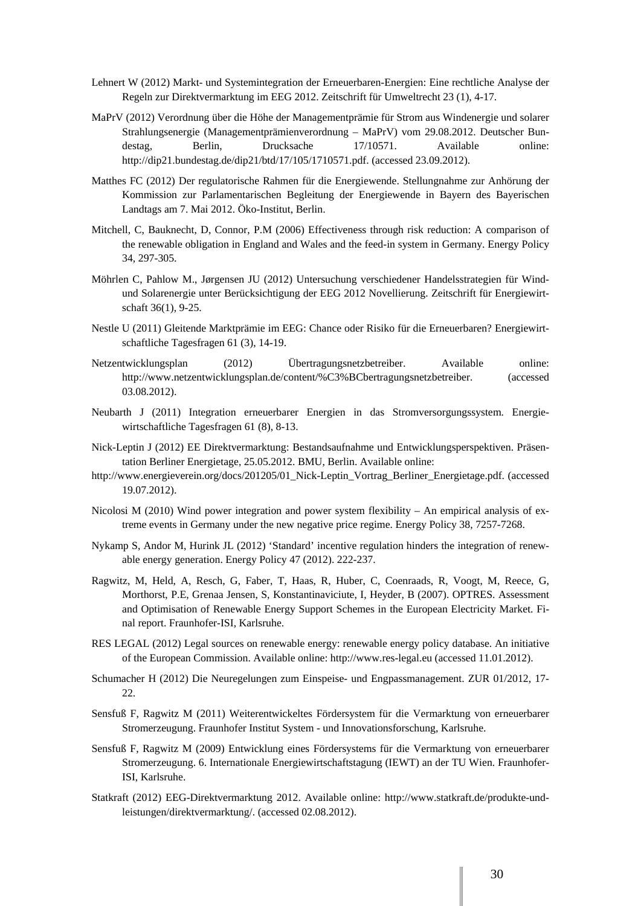Lehnert W (2012) Markt- und Systemintegration der Erneuerbaren-Energien: Eine rechtliche Analyse der Regeln zur Direktvermarktung im EEG 2012. Zeitschrift für Umweltrecht 23 (1), 4-17.

MaPrV (2012) Verordnung über die Höhe der Managementprämie für Strom aus Windenergie und solarer Strahlungsenergie (Managementprämienverordnung – MaPrV) vom 29.08.2012. Deutscher Bundestag, Berlin, Drucksache 17/10571. Available online: http://dip21.bundestag.de/dip21/btd/17/105/1710571.pdf. (accessed 23.09.2012).

Matthes FC (2012) Der regulatorische Rahmen für die Energiewende. Stellungnahme zur Anhörung der Kommission zur Parlamentarischen Begleitung der Energiewende in Bayern des Bayerischen Landtags am 7. Mai 2012. Öko-Institut, Berlin.

Mitchell, C, Bauknecht, D, Connor, P.M (2006) Effectiveness through risk reduction: A comparison of the renewable obligation in England and Wales and the feed-in system in Germany. Energy Policy 34, 297-305.

Möhrlen C, Pahlow M., Jørgensen JU (2012) Untersuchung verschiedener Handelsstrategien für Wind- und Solarenergie unter Berücksichtigung der EEG 2012 Novellierung. Zeitschrift für Energiewirtschaft 36(1), 9-25.

Nestle U (2011) Gleitende Marktprämie im EEG: Chance oder Risiko für die Erneuerbaren? Energiewirtschaftliche Tagesfragen 61 (3), 14-19.

Netzentwicklungsplan (2012) Übertragungsnetzbetreiber. Available online: http://www.netzentwicklungsplan.de/content/%C3%BCbertragungsnetzbetreiber. (accessed 03.08.2012).

Neubarth J (2011) Integration erneuerbarer Energien in das Stromversorgungssystem. Energiewirtschaftliche Tagesfragen 61 (8), 8-13.

Nick-Leptin J (2012) EE Direktvermarktung: Bestandsaufnahme und Entwicklungsperspektiven. Präsentation Berliner Energietage, 25.05.2012. BMU, Berlin. Available online: http://www.energieverein.org/docs/201205/01_Nick-Leptin_Vortrag_Berliner_Energietage.pdf. (accessed 19.07.2012).

Nicolosi M (2010) Wind power integration and power system flexibility – An empirical analysis of extreme events in Germany under the new negative price regime. Energy Policy 38, 7257-7268.

Nykamp S, Andor M, Hurink JL (2012) 'Standard' incentive regulation hinders the integration of renewable energy generation. Energy Policy 47 (2012). 222-237.

Ragwitz, M, Held, A, Resch, G, Faber, T, Haas, R, Huber, C, Coenraads, R, Voogt, M, Reece, G, Morthorst, P.E, Grenaa Jensen, S, Konstantinaviciute, I, Heyder, B (2007). OPTRES. Assessment and Optimisation of Renewable Energy Support Schemes in the European Electricity Market. Final report. Fraunhofer-ISI, Karlsruhe.

RES LEGAL (2012) Legal sources on renewable energy: renewable energy policy database. An initiative of the European Commission. Available online: http://www.res-legal.eu (accessed 11.01.2012).

Schumacher H (2012) Die Neuregelungen zum Einspeise- und Engpassmanagement. ZUR 01/2012, 17-22.

Sensfuß F, Ragwitz M (2011) Weiterentwickeltes Fördersystem für die Vermarktung von erneuerbarer Stromerzeugung. Fraunhofer Institut System - und Innovationsforschung, Karlsruhe.

Sensfuß F, Ragwitz M (2009) Entwicklung eines Fördersystems für die Vermarktung von erneuerbarer Stromerzeugung. 6. Internationale Energiewirtschaftstagung (IEWT) an der TU Wien. Fraunhofer-ISI, Karlsruhe.

Statkraft (2012) EEG-Direktvermarktung 2012. Available online: http://www.statkraft.de/produkte-und-leistungen/direktvermarktung/. (accessed 02.08.2012).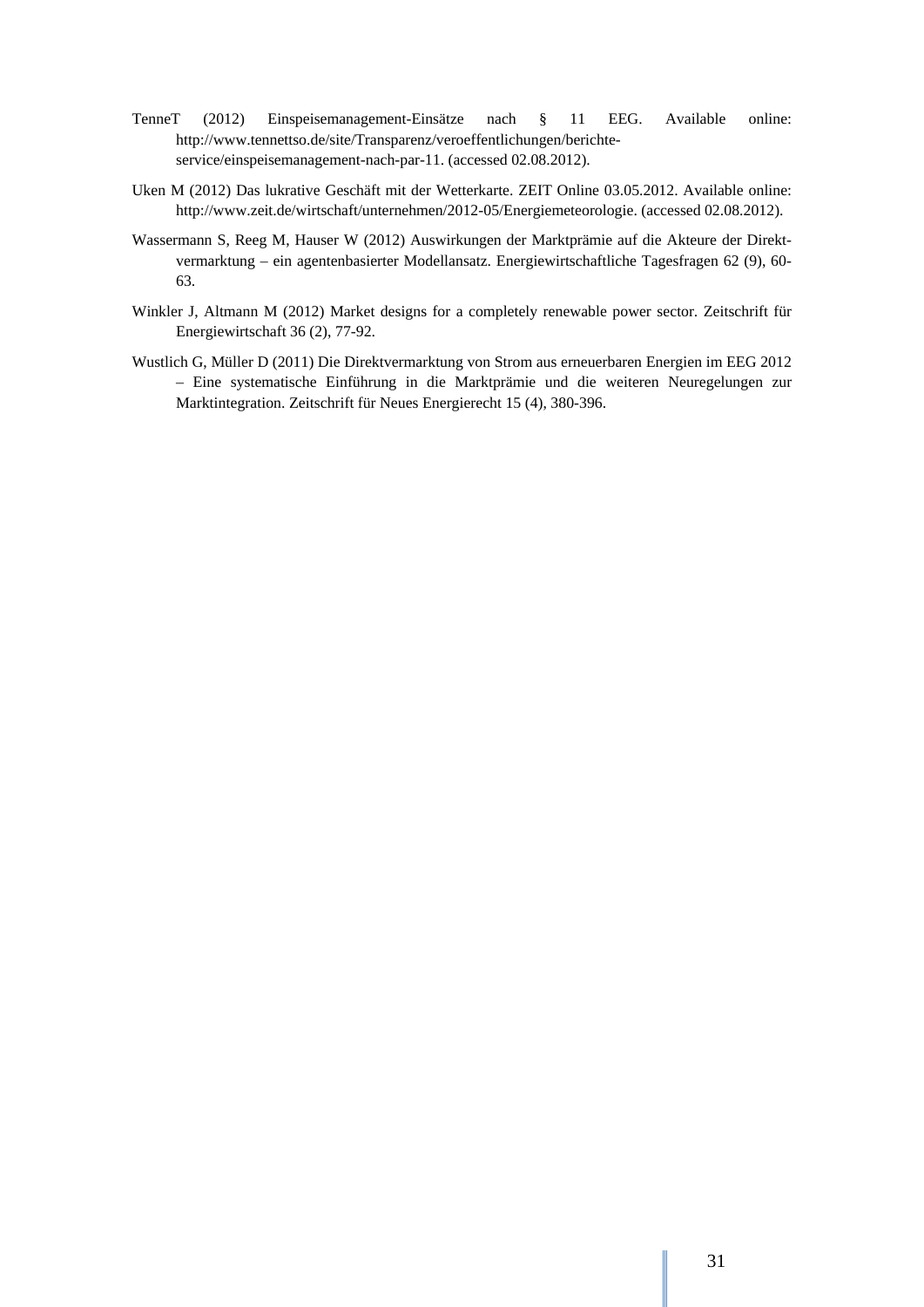TenneT (2012) Einspeisemanagement-Einsätze nach § 11 EEG. Available online: http://www.tennettso.de/site/Transparenz/veroeffentlichungen/berichte-service/einspeisemanagement-nach-par-11. (accessed 02.08.2012).

Uken M (2012) Das lukrative Geschäft mit der Wetterkarte. ZEIT Online 03.05.2012. Available online: http://www.zeit.de/wirtschaft/unternehmen/2012-05/Energiemeteorologie. (accessed 02.08.2012).

Wassermann S, Reeg M, Hauser W (2012) Auswirkungen der Marktprämie auf die Akteure der Direktvermarktung – ein agentenbasierter Modellansatz. Energiewirtschaftliche Tagesfragen 62 (9), 60-63.

Winkler J, Altmann M (2012) Market designs for a completely renewable power sector. Zeitschrift für Energiewirtschaft 36 (2), 77-92.

Wustlich G, Müller D (2011) Die Direktvermarktung von Strom aus erneuerbaren Energien im EEG 2012 – Eine systematische Einführung in die Marktprämie und die weiteren Neuregelungen zur Marktintegration. Zeitschrift für Neues Energierecht 15 (4), 380-396.